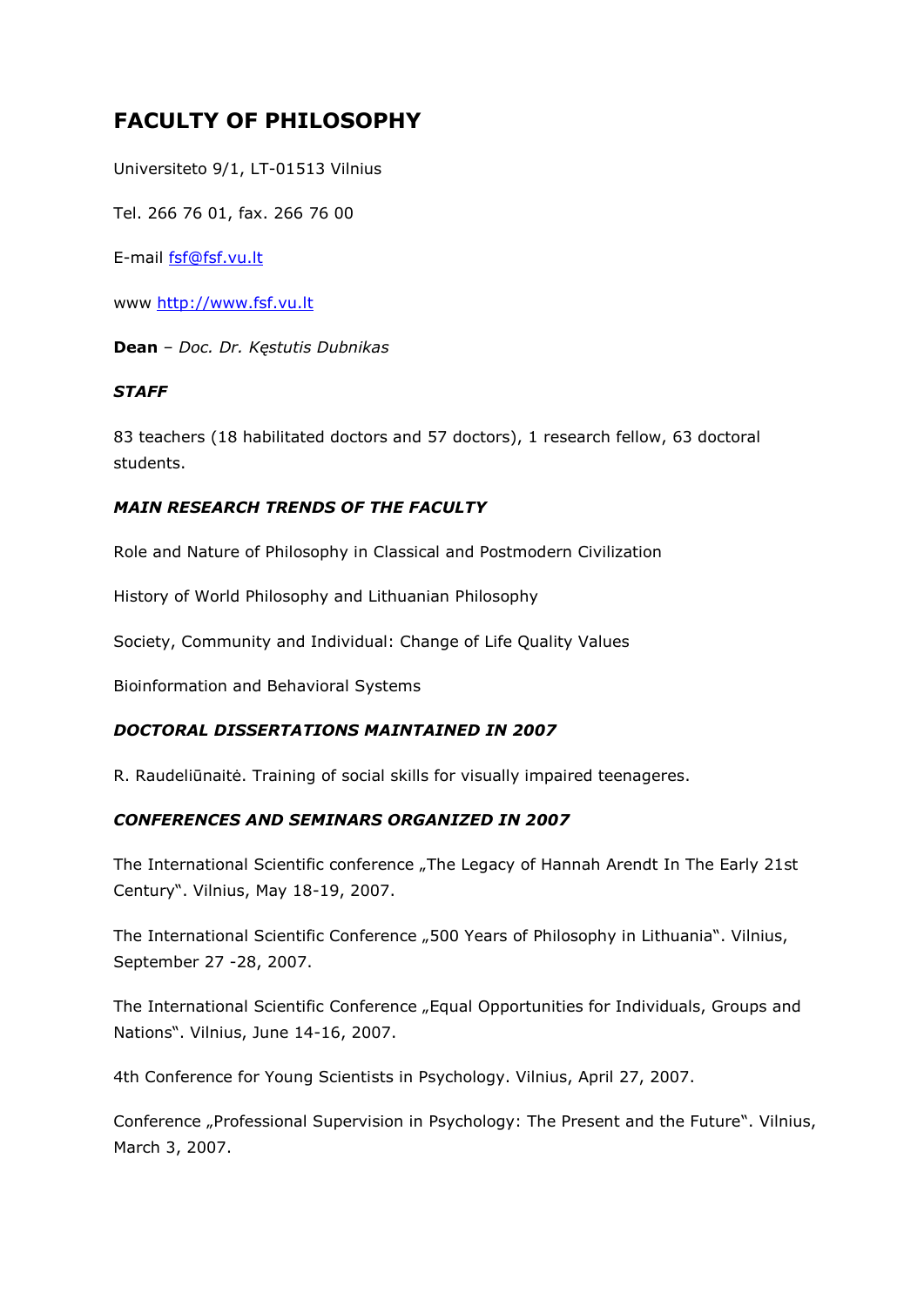# FACULTY OF PHILOSOPHY

Universiteto 9/1, LT-01513 Vilnius

Tel. 266 76 01, fax. 266 76 00

E-mail fsf@fsf.vu.lt

www http://www.fsf.vu.lt

**Dean** – *Doc. Dr. Kęstutis Dubnikas*

***STAFF***

83 teachers (18 habilitated doctors and 57 doctors), 1 research fellow, 63 doctoral students.

***MAIN RESEARCH TRENDS OF THE FACULTY***

Role and Nature of Philosophy in Classical and Postmodern Civilization

History of World Philosophy and Lithuanian Philosophy

Society, Community and Individual: Change of Life Quality Values

Bioinformation and Behavioral Systems

***DOCTORAL DISSERTATIONS MAINTAINED IN 2007***

R. Raudeliūnaitė. Training of social skills for visually impaired teenageres.

***CONFERENCES AND SEMINARS ORGANIZED IN 2007***

The International Scientific conference „The Legacy of Hannah Arendt In The Early 21st Century". Vilnius, May 18-19, 2007.

The International Scientific Conference „500 Years of Philosophy in Lithuania". Vilnius, September 27 -28, 2007.

The International Scientific Conference „Equal Opportunities for Individuals, Groups and Nations". Vilnius, June 14-16, 2007.

4th Conference for Young Scientists in Psychology. Vilnius, April 27, 2007.

Conference „Professional Supervision in Psychology: The Present and the Future". Vilnius, March 3, 2007.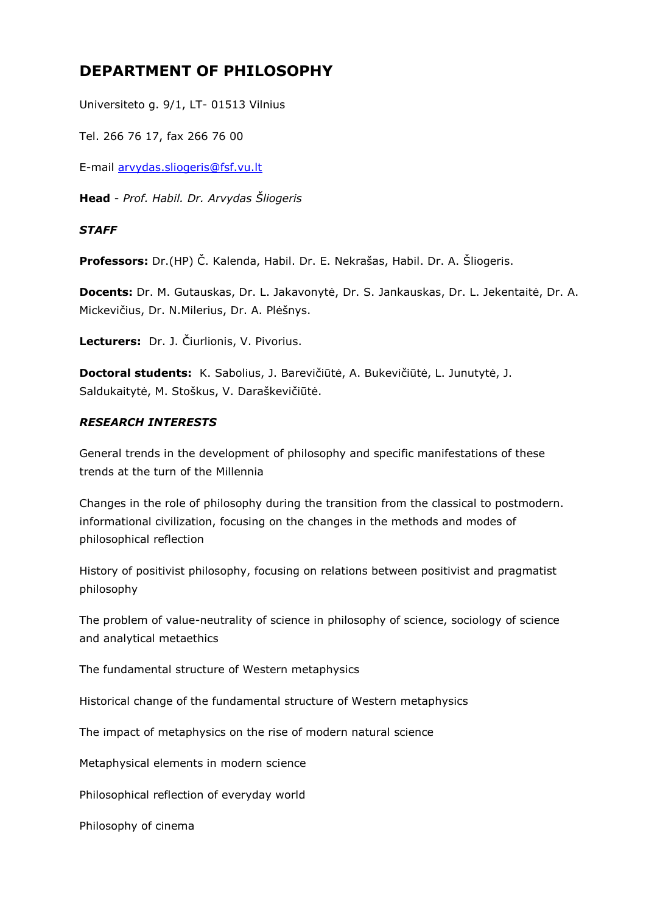# DEPARTMENT OF PHILOSOPHY

Universiteto g. 9/1, LT- 01513 Vilnius

Tel. 266 76 17, fax 266 76 00

E-mail arvydas.sliogeris@fsf.vu.lt

**Head** - *Prof. Habil. Dr. Arvydas Šliogeris*

***STAFF***

**Professors:** Dr.(HP) Č. Kalenda, Habil. Dr. E. Nekrašas, Habil. Dr. A. Šliogeris.

**Docents:** Dr. M. Gutauskas, Dr. L. Jakavonytė, Dr. S. Jankauskas, Dr. L. Jekentaitė, Dr. A. Mickevičius, Dr. N.Milerius, Dr. A. Plėšnys.

**Lecturers:** Dr. J. Čiurlionis, V. Pivorius.

**Doctoral students:** K. Sabolius, J. Barevičiūtė, A. Bukevičiūtė, L. Junutytė, J. Saldukaitytė, M. Stoškus, V. Daraškevičiūtė.

***RESEARCH INTERESTS***

General trends in the development of philosophy and specific manifestations of these trends at the turn of the Millennia

Changes in the role of philosophy during the transition from the classical to postmodern. informational civilization, focusing on the changes in the methods and modes of philosophical reflection

History of positivist philosophy, focusing on relations between positivist and pragmatist philosophy

The problem of value-neutrality of science in philosophy of science, sociology of science and analytical metaethics

The fundamental structure of Western metaphysics

Historical change of the fundamental structure of Western metaphysics

The impact of metaphysics on the rise of modern natural science

Metaphysical elements in modern science

Philosophical reflection of everyday world

Philosophy of cinema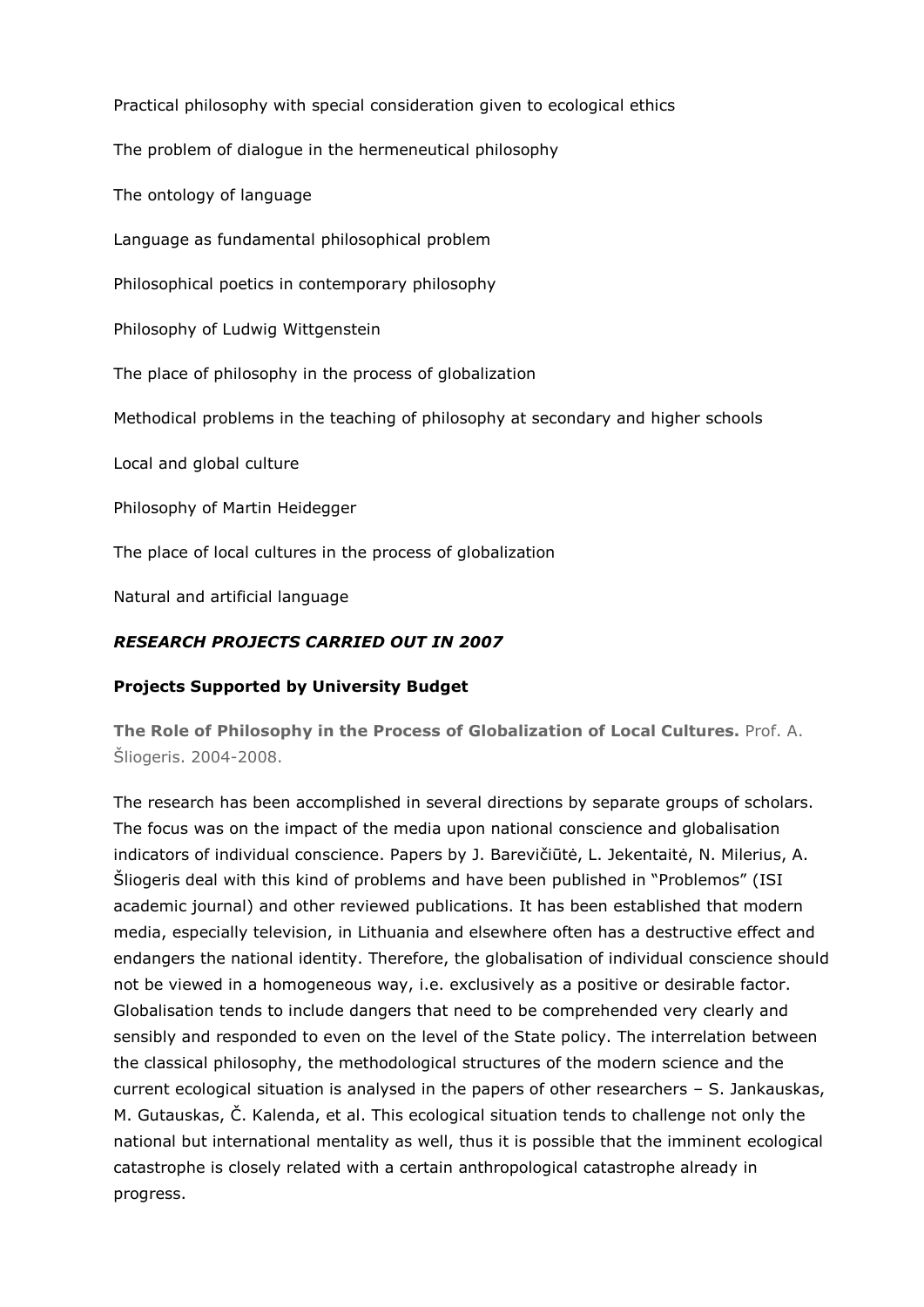Practical philosophy with special consideration given to ecological ethics

The problem of dialogue in the hermeneutical philosophy

The ontology of language

Language as fundamental philosophical problem

Philosophical poetics in contemporary philosophy

Philosophy of Ludwig Wittgenstein

The place of philosophy in the process of globalization

Methodical problems in the teaching of philosophy at secondary and higher schools

Local and global culture

Philosophy of Martin Heidegger

The place of local cultures in the process of globalization

Natural and artificial language

### *RESEARCH PROJECTS CARRIED OUT IN 2007*

#### Projects Supported by University Budget

**The Role of Philosophy in the Process of Globalization of Local Cultures.** Prof. A. Šliogeris. 2004-2008.

The research has been accomplished in several directions by separate groups of scholars. The focus was on the impact of the media upon national conscience and globalisation indicators of individual conscience. Papers by J. Barevičiūtė, L. Jekentaitė, N. Milerius, A. Šliogeris deal with this kind of problems and have been published in "Problemos" (ISI academic journal) and other reviewed publications. It has been established that modern media, especially television, in Lithuania and elsewhere often has a destructive effect and endangers the national identity. Therefore, the globalisation of individual conscience should not be viewed in a homogeneous way, i.e. exclusively as a positive or desirable factor. Globalisation tends to include dangers that need to be comprehended very clearly and sensibly and responded to even on the level of the State policy. The interrelation between the classical philosophy, the methodological structures of the modern science and the current ecological situation is analysed in the papers of other researchers – S. Jankauskas, M. Gutauskas, Č. Kalenda, et al. This ecological situation tends to challenge not only the national but international mentality as well, thus it is possible that the imminent ecological catastrophe is closely related with a certain anthropological catastrophe already in progress.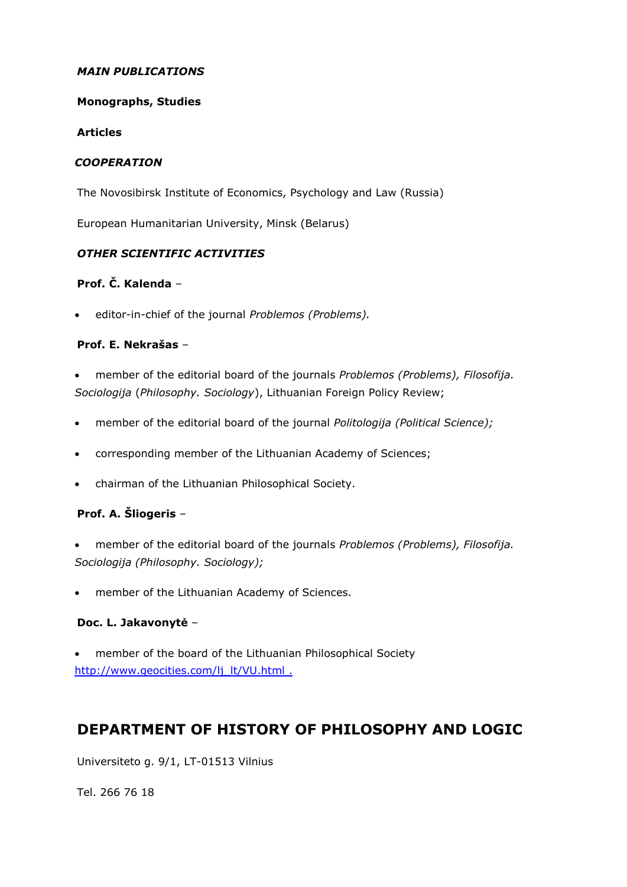***MAIN PUBLICATIONS***

**Monographs, Studies**

**Articles**

***COOPERATION***

The Novosibirsk Institute of Economics, Psychology and Law (Russia)

European Humanitarian University, Minsk (Belarus)

***OTHER SCIENTIFIC ACTIVITIES***

**Prof. Č. Kalenda** –

- editor-in-chief of the journal *Problemos (Problems).*

**Prof. E. Nekrašas** –

- member of the editorial board of the journals *Problemos (Problems), Filosofija. Sociologija* (*Philosophy. Sociology*), Lithuanian Foreign Policy Review;
- member of the editorial board of the journal *Politologija (Political Science);*
- corresponding member of the Lithuanian Academy of Sciences;
- chairman of the Lithuanian Philosophical Society.

**Prof. A. Šliogeris** –

- member of the editorial board of the journals *Problemos (Problems), Filosofija. Sociologija (Philosophy. Sociology);*
- member of the Lithuanian Academy of Sciences.

**Doc. L. Jakavonytė** –

- member of the board of the Lithuanian Philosophical Society [http://www.geocities.com/lj_lt/VU.html .](http://www.geocities.com/lj_lt/VU.html)

## DEPARTMENT OF HISTORY OF PHILOSOPHY AND LOGIC

Universiteto g. 9/1, LT-01513 Vilnius

Tel. 266 76 18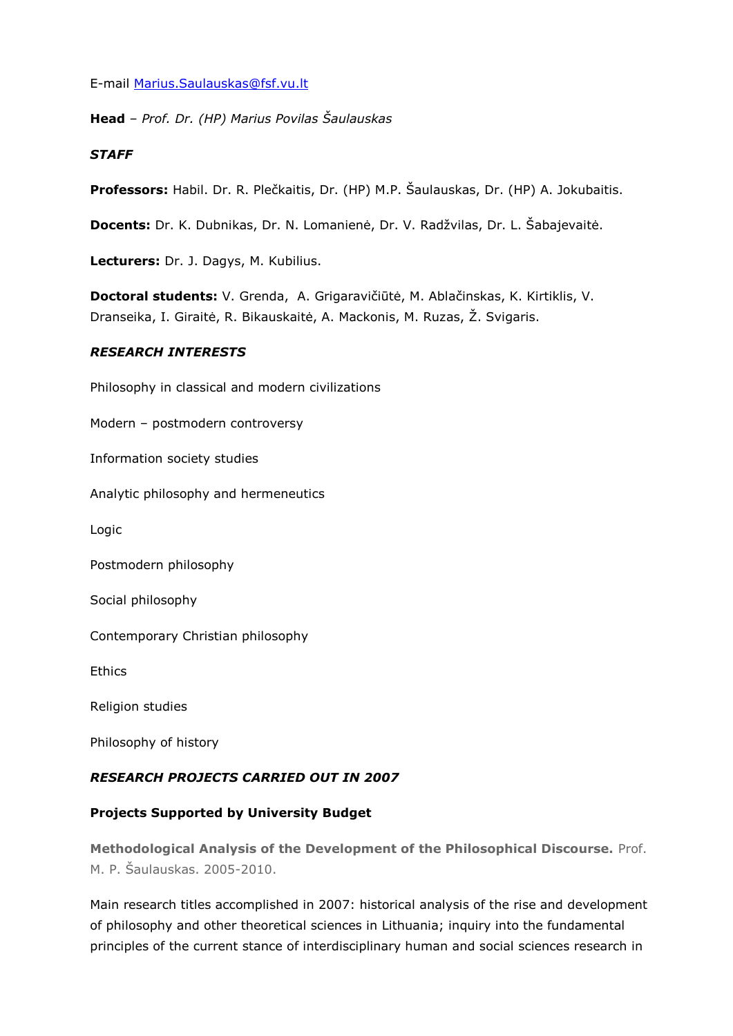E-mail [Marius.Saulauskas@fsf.vu.lt](mailto:Marius.Saulauskas@fsf.vu.lt)

**Head** – *Prof. Dr. (HP) Marius Povilas Šaulauskas*

***STAFF***

**Professors:** Habil. Dr. R. Plečkaitis, Dr. (HP) M.P. Šaulauskas, Dr. (HP) A. Jokubaitis.

**Docents:** Dr. K. Dubnikas, Dr. N. Lomanienė, Dr. V. Radžvilas, Dr. L. Šabajevaitė.

**Lecturers:** Dr. J. Dagys, M. Kubilius.

**Doctoral students:** V. Grenda, A. Grigaravičiūtė, M. Ablačinskas, K. Kirtiklis, V. Dranseika, I. Giraitė, R. Bikauskaitė, A. Mackonis, M. Ruzas, Ž. Svigaris.

***RESEARCH INTERESTS***

Philosophy in classical and modern civilizations

Modern – postmodern controversy

Information society studies

Analytic philosophy and hermeneutics

Logic

Postmodern philosophy

Social philosophy

Contemporary Christian philosophy

Ethics

Religion studies

Philosophy of history

***RESEARCH PROJECTS CARRIED OUT IN 2007***

**Projects Supported by University Budget**

**Methodological Analysis of the Development of the Philosophical Discourse.** Prof. M. P. Šaulauskas. 2005-2010.

Main research titles accomplished in 2007: historical analysis of the rise and development of philosophy and other theoretical sciences in Lithuania; inquiry into the fundamental principles of the current stance of interdisciplinary human and social sciences research in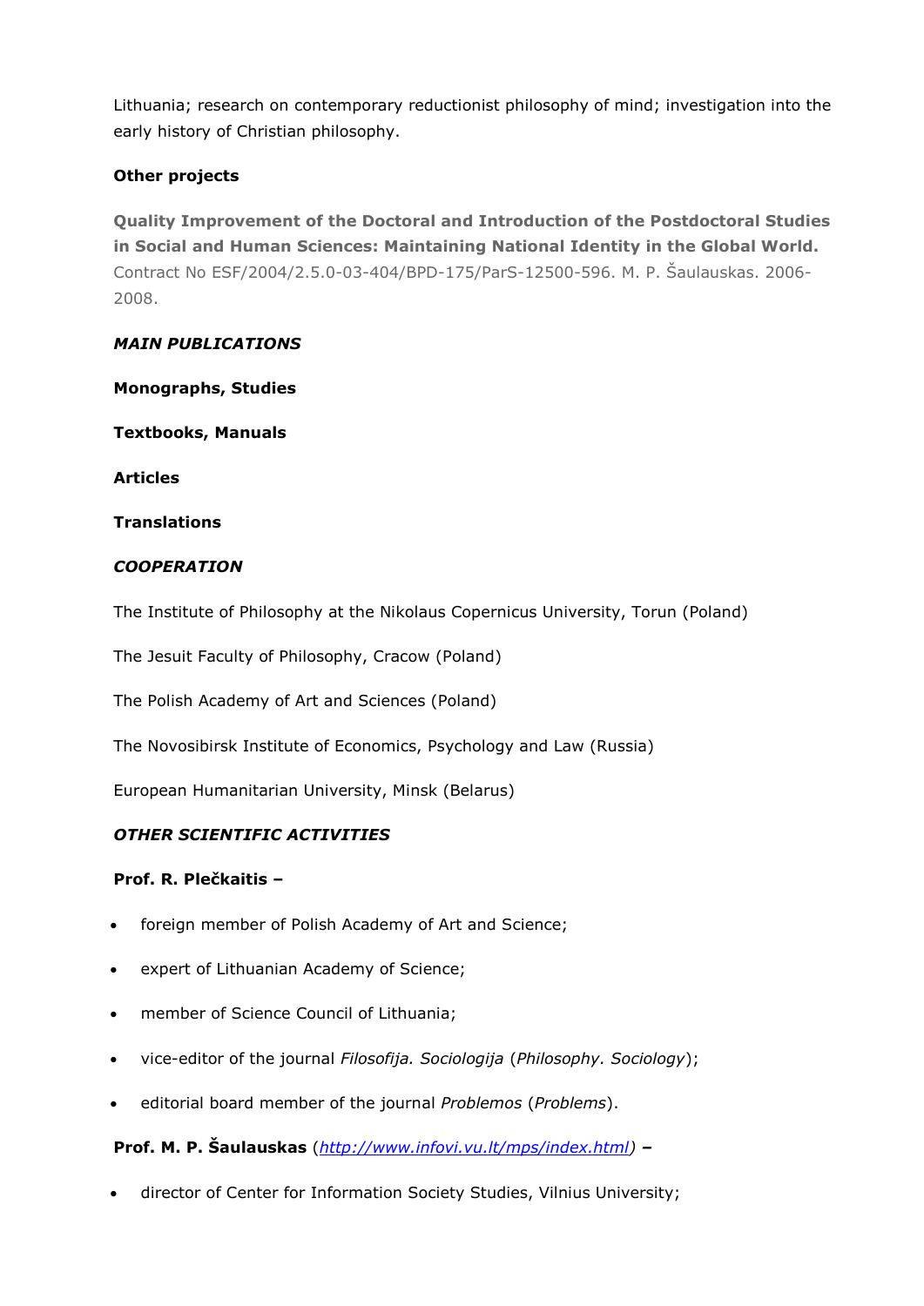Lithuania; research on contemporary reductionist philosophy of mind; investigation into the early history of Christian philosophy.

**Other projects**

**Quality Improvement of the Doctoral and Introduction of the Postdoctoral Studies in Social and Human Sciences: Maintaining National Identity in the Global World.** Contract No ESF/2004/2.5.0-03-404/BPD-175/ParS-12500-596. M. P. Šaulauskas. 2006-2008.

***MAIN PUBLICATIONS***

**Monographs, Studies**

**Textbooks, Manuals**

**Articles**

**Translations**

***COOPERATION***

The Institute of Philosophy at the Nikolaus Copernicus University, Torun (Poland)

The Jesuit Faculty of Philosophy, Cracow (Poland)

The Polish Academy of Art and Sciences (Poland)

The Novosibirsk Institute of Economics, Psychology and Law (Russia)

European Humanitarian University, Minsk (Belarus)

***OTHER SCIENTIFIC ACTIVITIES***

**Prof. R. Plečkaitis –**

- foreign member of Polish Academy of Art and Science;
- expert of Lithuanian Academy of Science;
- member of Science Council of Lithuania;
- vice-editor of the journal *Filosofija. Sociologija* (*Philosophy. Sociology*);
- editorial board member of the journal *Problemos* (*Problems*).

**Prof. M. P. Šaulauskas** (*http://www.infovi.vu.lt/mps/index.html*) **–**

- director of Center for Information Society Studies, Vilnius University;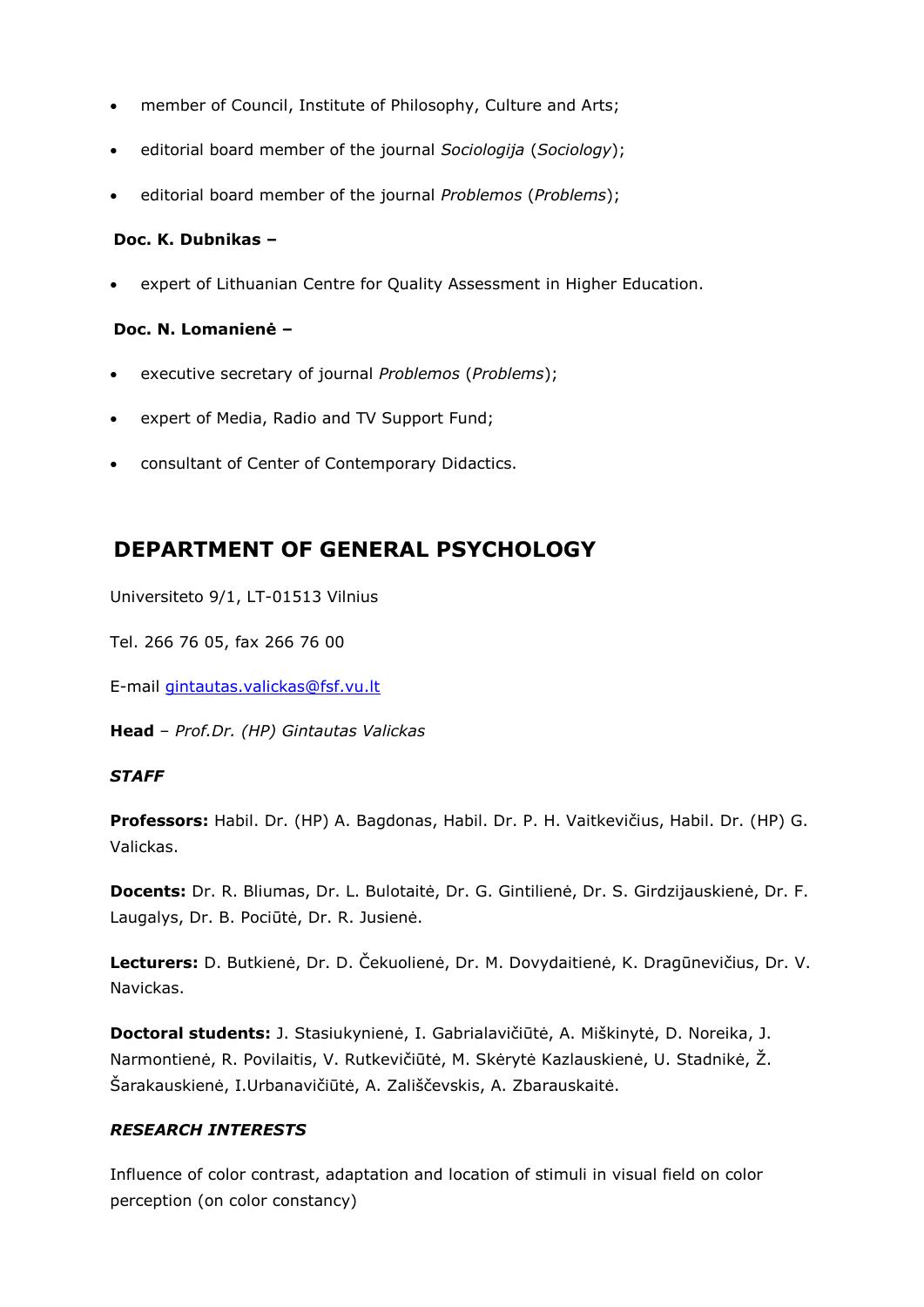- member of Council, Institute of Philosophy, Culture and Arts;
- editorial board member of the journal *Sociologija* (*Sociology*);
- editorial board member of the journal *Problemos* (*Problems*);

**Doc. K. Dubnikas –**

- expert of Lithuanian Centre for Quality Assessment in Higher Education.

**Doc. N. Lomanienė –**

- executive secretary of journal *Problemos* (*Problems*);
- expert of Media, Radio and TV Support Fund;
- consultant of Center of Contemporary Didactics.

## DEPARTMENT OF GENERAL PSYCHOLOGY

Universiteto 9/1, LT-01513 Vilnius

Tel. 266 76 05, fax 266 76 00

E-mail gintautas.valickas@fsf.vu.lt

**Head** – *Prof.Dr. (HP) Gintautas Valickas*

***STAFF***

**Professors:** Habil. Dr. (HP) A. Bagdonas, Habil. Dr. P. H. Vaitkevičius, Habil. Dr. (HP) G. Valickas.

**Docents:** Dr. R. Bliumas, Dr. L. Bulotaitė, Dr. G. Gintilienė, Dr. S. Girdzijauskienė, Dr. F. Laugalys, Dr. B. Pociūtė, Dr. R. Jusienė.

**Lecturers:** D. Butkienė, Dr. D. Čekuolienė, Dr. M. Dovydaitienė, K. Dragūnevičius, Dr. V. Navickas.

**Doctoral students:** J. Stasiukynienė, I. Gabrialavičiūtė, A. Miškinytė, D. Noreika, J. Narmontienė, R. Povilaitis, V. Rutkevičiūtė, M. Skėrytė Kazlauskienė, U. Stadnikė, Ž. Šarakauskienė, I.Urbanavičiūtė, A. Zališčevskis, A. Zbarauskaitė.

***RESEARCH INTERESTS***

Influence of color contrast, adaptation and location of stimuli in visual field on color perception (on color constancy)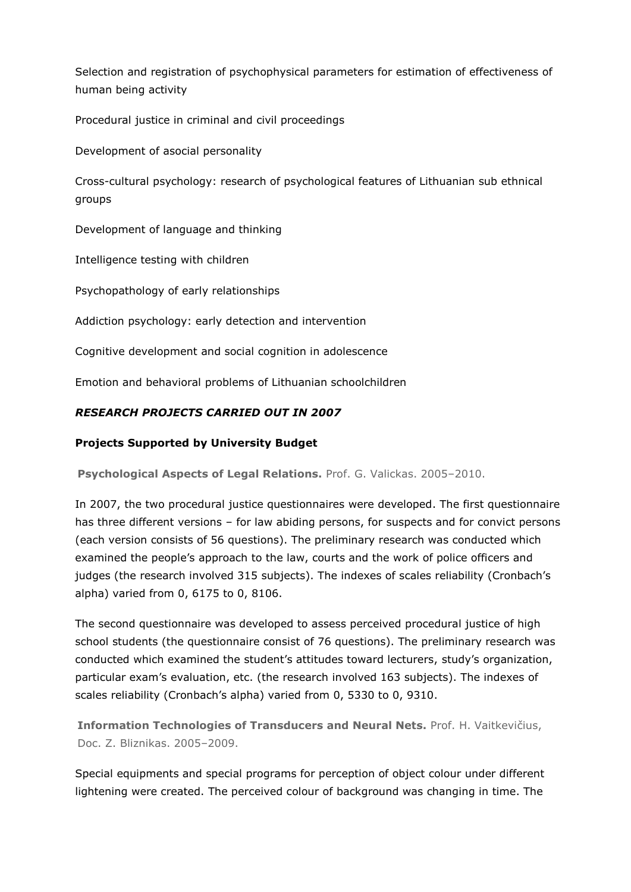Selection and registration of psychophysical parameters for estimation of effectiveness of human being activity

Procedural justice in criminal and civil proceedings

Development of asocial personality

Cross-cultural psychology: research of psychological features of Lithuanian sub ethnical groups

Development of language and thinking

Intelligence testing with children

Psychopathology of early relationships

Addiction psychology: early detection and intervention

Cognitive development and social cognition in adolescence

Emotion and behavioral problems of Lithuanian schoolchildren

### *RESEARCH PROJECTS CARRIED OUT IN 2007*

#### Projects Supported by University Budget

**Psychological Aspects of Legal Relations.** Prof. G. Valickas. 2005–2010.

In 2007, the two procedural justice questionnaires were developed. The first questionnaire has three different versions – for law abiding persons, for suspects and for convict persons (each version consists of 56 questions). The preliminary research was conducted which examined the people's approach to the law, courts and the work of police officers and judges (the research involved 315 subjects). The indexes of scales reliability (Cronbach's alpha) varied from 0, 6175 to 0, 8106.

The second questionnaire was developed to assess perceived procedural justice of high school students (the questionnaire consist of 76 questions). The preliminary research was conducted which examined the student's attitudes toward lecturers, study's organization, particular exam's evaluation, etc. (the research involved 163 subjects). The indexes of scales reliability (Cronbach's alpha) varied from 0, 5330 to 0, 9310.

**Information Technologies of Transducers and Neural Nets.** Prof. H. Vaitkevičius, Doc. Z. Bliznikas. 2005–2009.

Special equipments and special programs for perception of object colour under different lightening were created. The perceived colour of background was changing in time. The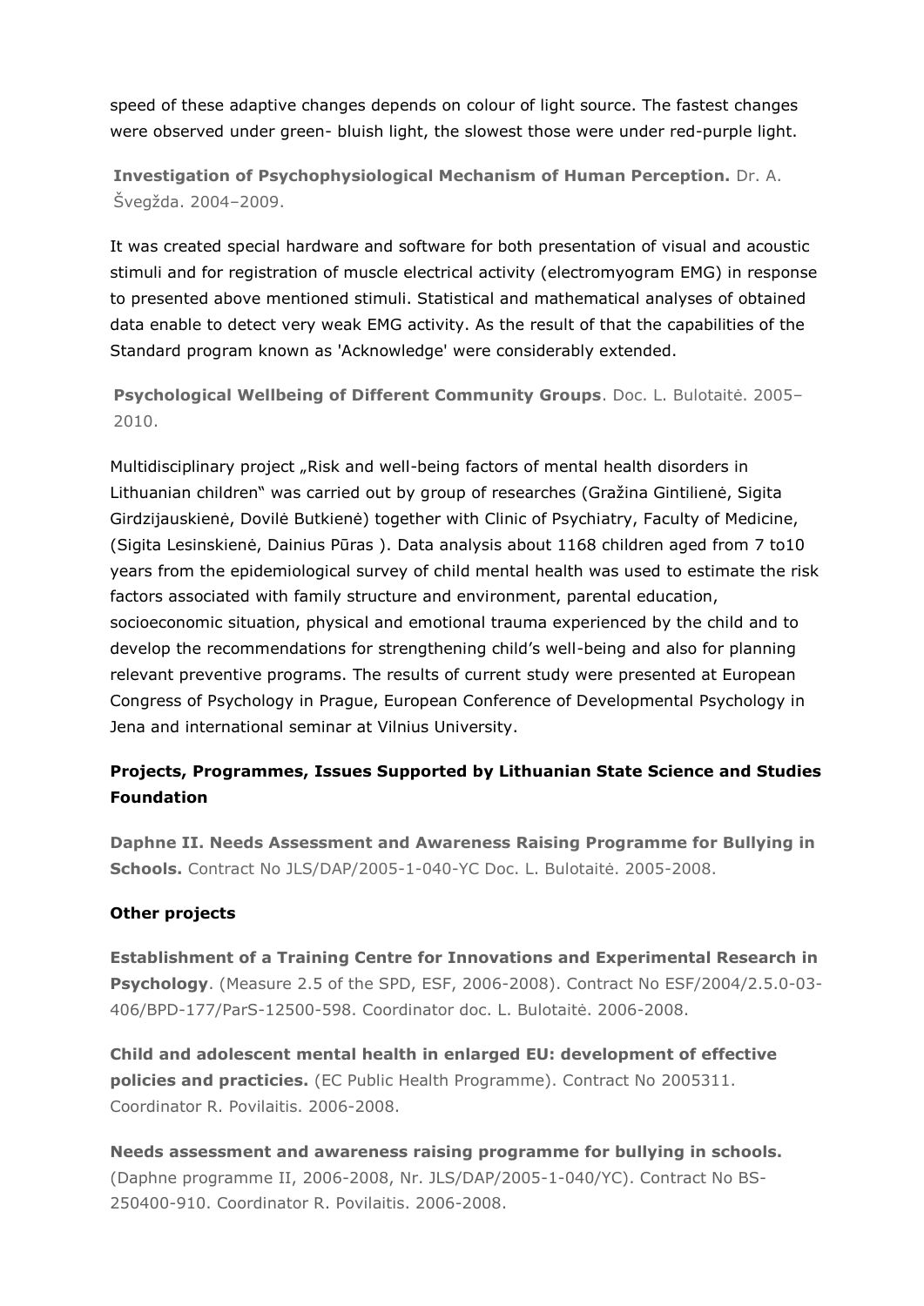speed of these adaptive changes depends on colour of light source. The fastest changes were observed under green- bluish light, the slowest those were under red-purple light.

**Investigation of Psychophysiological Mechanism of Human Perception.** Dr. A. Švegžda. 2004–2009.

It was created special hardware and software for both presentation of visual and acoustic stimuli and for registration of muscle electrical activity (electromyogram EMG) in response to presented above mentioned stimuli. Statistical and mathematical analyses of obtained data enable to detect very weak EMG activity. As the result of that the capabilities of the Standard program known as 'Acknowledge' were considerably extended.

**Psychological Wellbeing of Different Community Groups**. Doc. L. Bulotaitė. 2005–2010.

Multidisciplinary project „Risk and well-being factors of mental health disorders in Lithuanian children" was carried out by group of researches (Gražina Gintilienė, Sigita Girdzijauskienė, Dovilė Butkienė) together with Clinic of Psychiatry, Faculty of Medicine, (Sigita Lesinskienė, Dainius Pūras ). Data analysis about 1168 children aged from 7 to10 years from the epidemiological survey of child mental health was used to estimate the risk factors associated with family structure and environment, parental education, socioeconomic situation, physical and emotional trauma experienced by the child and to develop the recommendations for strengthening child's well-being and also for planning relevant preventive programs. The results of current study were presented at European Congress of Psychology in Prague, European Conference of Developmental Psychology in Jena and international seminar at Vilnius University.

### Projects, Programmes, Issues Supported by Lithuanian State Science and Studies Foundation

**Daphne II. Needs Assessment and Awareness Raising Programme for Bullying in Schools.** Contract No JLS/DAP/2005-1-040-YC Doc. L. Bulotaitė. 2005-2008.

### Other projects

**Establishment of a Training Centre for Innovations and Experimental Research in Psychology**. (Measure 2.5 of the SPD, ESF, 2006-2008). Contract No ESF/2004/2.5.0-03-406/BPD-177/ParS-12500-598. Coordinator doc. L. Bulotaitė. 2006-2008.

**Child and adolescent mental health in enlarged EU: development of effective policies and practicies.** (EC Public Health Programme). Contract No 2005311. Coordinator R. Povilaitis. 2006-2008.

**Needs assessment and awareness raising programme for bullying in schools.** (Daphne programme II, 2006-2008, Nr. JLS/DAP/2005-1-040/YC). Contract No BS-250400-910. Coordinator R. Povilaitis. 2006-2008.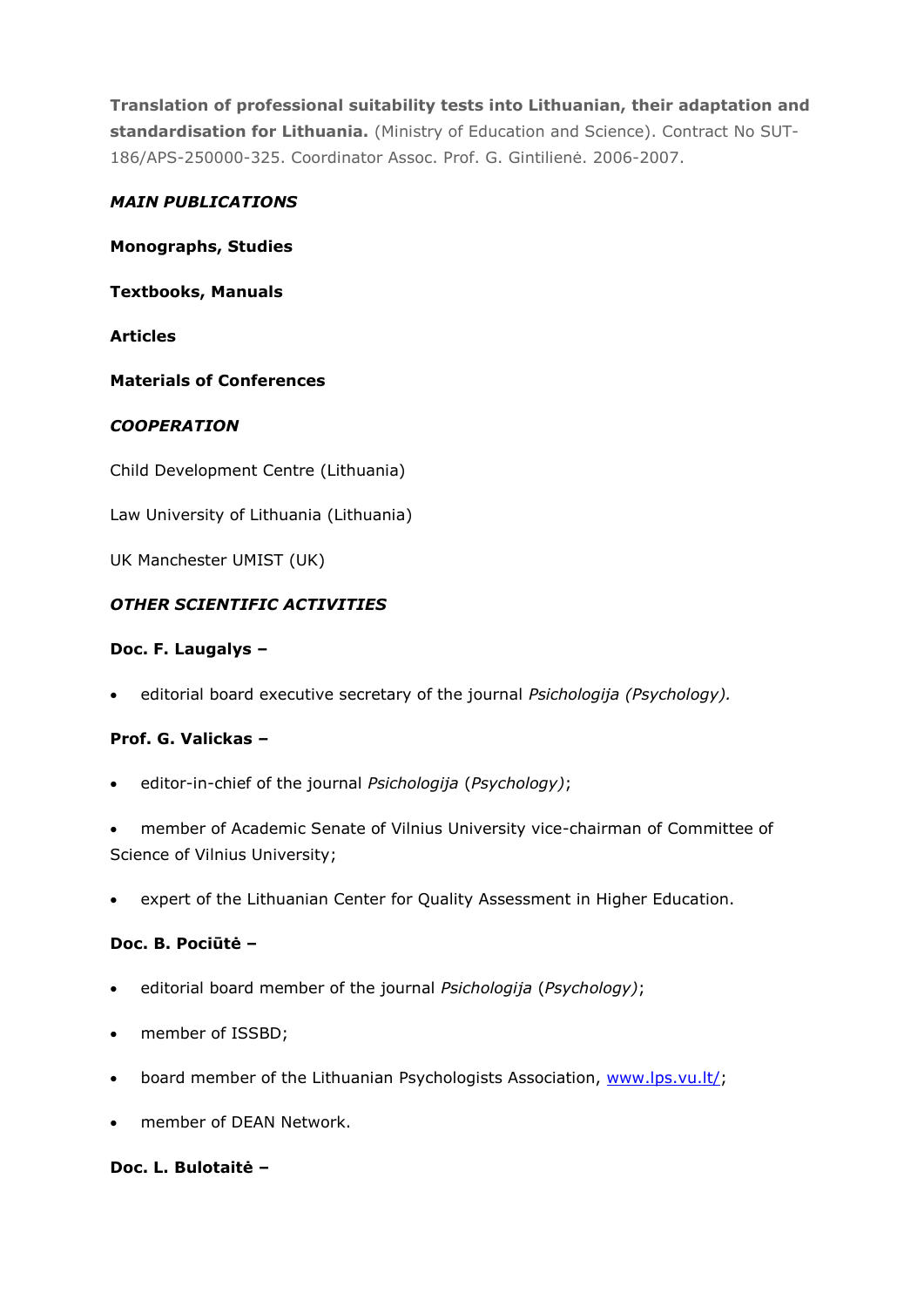**Translation of professional suitability tests into Lithuanian, their adaptation and standardisation for Lithuania.** (Ministry of Education and Science). Contract No SUT-186/APS-250000-325. Coordinator Assoc. Prof. G. Gintilienė. 2006-2007.

***MAIN PUBLICATIONS***

**Monographs, Studies**

**Textbooks, Manuals**

**Articles**

**Materials of Conferences**

***COOPERATION***

Child Development Centre (Lithuania)

Law University of Lithuania (Lithuania)

UK Manchester UMIST (UK)

***OTHER SCIENTIFIC ACTIVITIES***

**Doc. F. Laugalys –**

- editorial board executive secretary of the journal *Psichologija (Psychology).*

**Prof. G. Valickas –**

- editor-in-chief of the journal *Psichologija* (*Psychology)*;
- member of Academic Senate of Vilnius University vice-chairman of Committee of Science of Vilnius University;
- expert of the Lithuanian Center for Quality Assessment in Higher Education.

**Doc. B. Pociūtė –**

- editorial board member of the journal *Psichologija* (*Psychology)*;
- member of ISSBD;
- board member of the Lithuanian Psychologists Association, www.lps.vu.lt/;
- member of DEAN Network.

**Doc. L. Bulotaitė –**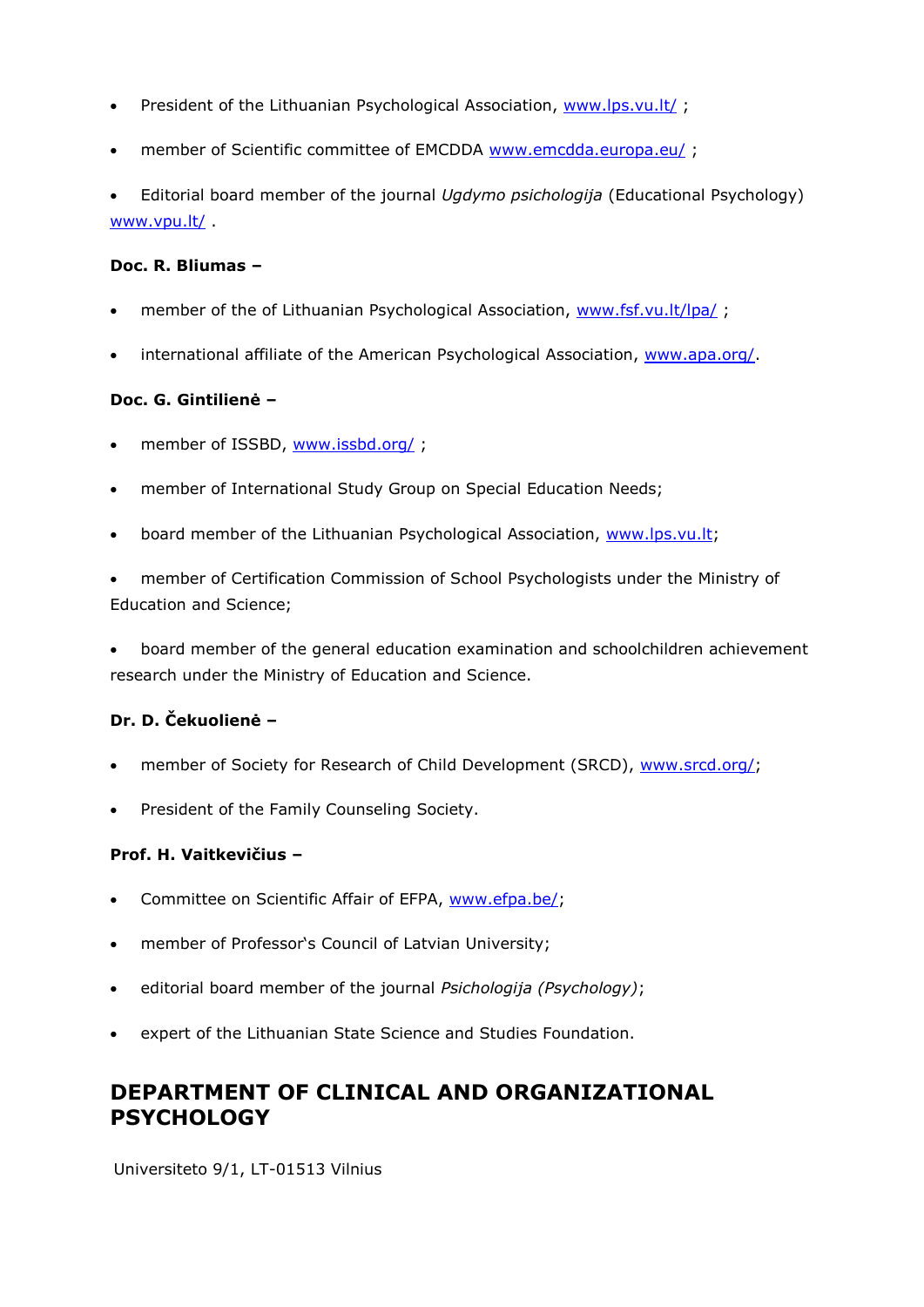- President of the Lithuanian Psychological Association, www.lps.vu.lt/ ;
- member of Scientific committee of EMCDDA www.emcdda.europa.eu/ ;
- Editorial board member of the journal *Ugdymo psichologija* (Educational Psychology) www.vpu.lt/ .

**Doc. R. Bliumas –**

- member of the of Lithuanian Psychological Association, www.fsf.vu.lt/lpa/ ;
- international affiliate of the American Psychological Association, www.apa.org/.

**Doc. G. Gintilienė –**

- member of ISSBD, www.issbd.org/ ;
- member of International Study Group on Special Education Needs;
- board member of the Lithuanian Psychological Association, www.lps.vu.lt;
- member of Certification Commission of School Psychologists under the Ministry of Education and Science;
- board member of the general education examination and schoolchildren achievement research under the Ministry of Education and Science.

**Dr. D. Čekuolienė –**

- member of Society for Research of Child Development (SRCD), www.srcd.org/;
- President of the Family Counseling Society.

**Prof. H. Vaitkevičius –**

- Committee on Scientific Affair of EFPA, www.efpa.be/;
- member of Professor's Council of Latvian University;
- editorial board member of the journal *Psichologija (Psychology)*;
- expert of the Lithuanian State Science and Studies Foundation.

## DEPARTMENT OF CLINICAL AND ORGANIZATIONAL PSYCHOLOGY

Universiteto 9/1, LT-01513 Vilnius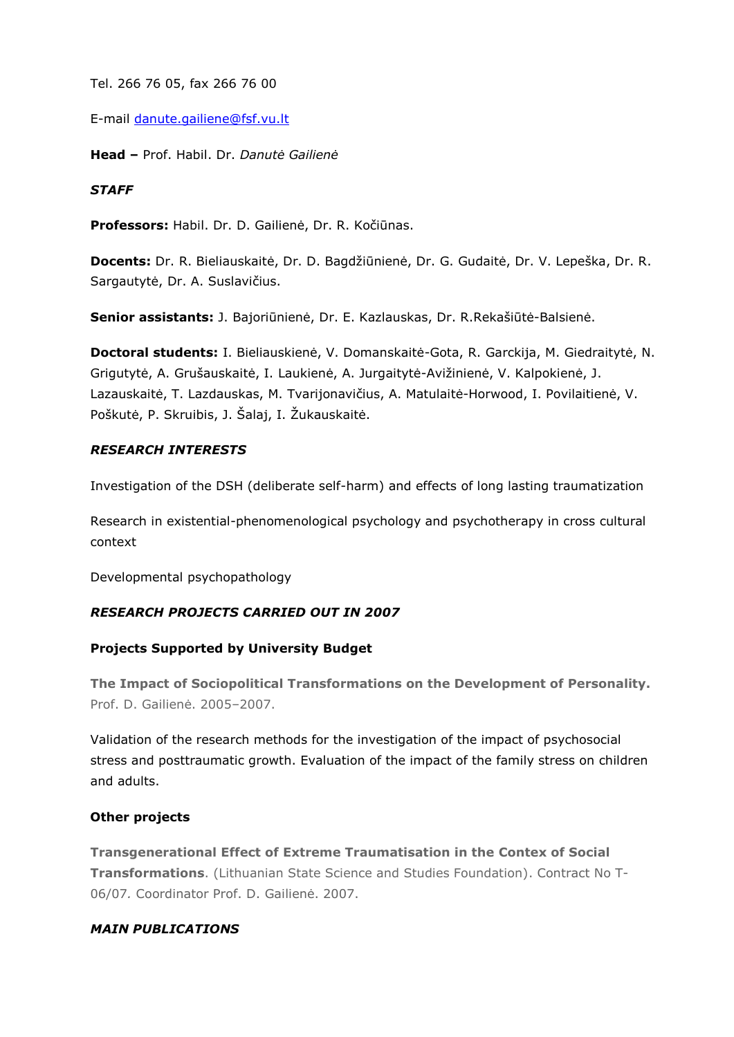Tel. 266 76 05, fax 266 76 00

E-mail danute.gailiene@fsf.vu.lt

**Head –** Prof. Habil. Dr. *Danutė Gailienė*

***STAFF***

**Professors:** Habil. Dr. D. Gailienė, Dr. R. Kočiūnas.

**Docents:** Dr. R. Bieliauskaitė, Dr. D. Bagdžiūnienė, Dr. G. Gudaitė, Dr. V. Lepeška, Dr. R. Sargautytė, Dr. A. Suslavičius.

**Senior assistants:** J. Bajoriūnienė, Dr. E. Kazlauskas, Dr. R.Rekašiūtė-Balsienė.

**Doctoral students:** I. Bieliauskienė, V. Domanskaitė-Gota, R. Garckija, M. Giedraitytė, N. Grigutytė, A. Grušauskaitė, I. Laukienė, A. Jurgaitytė-Avižinienė, V. Kalpokienė, J. Lazauskaitė, T. Lazdauskas, M. Tvarijonavičius, A. Matulaitė-Horwood, I. Povilaitienė, V. Poškutė, P. Skruibis, J. Šalaj, I. Žukauskaitė.

***RESEARCH INTERESTS***

Investigation of the DSH (deliberate self-harm) and effects of long lasting traumatization

Research in existential-phenomenological psychology and psychotherapy in cross cultural context

Developmental psychopathology

***RESEARCH PROJECTS CARRIED OUT IN 2007***

**Projects Supported by University Budget**

**The Impact of Sociopolitical Transformations on the Development of Personality.** Prof. D. Gailienė. 2005–2007.

Validation of the research methods for the investigation of the impact of psychosocial stress and posttraumatic growth. Evaluation of the impact of the family stress on children and adults.

**Other projects**

**Transgenerational Effect of Extreme Traumatisation in the Contex of Social Transformations**. (Lithuanian State Science and Studies Foundation). Contract No T-06/07. Coordinator Prof. D. Gailienė. 2007.

***MAIN PUBLICATIONS***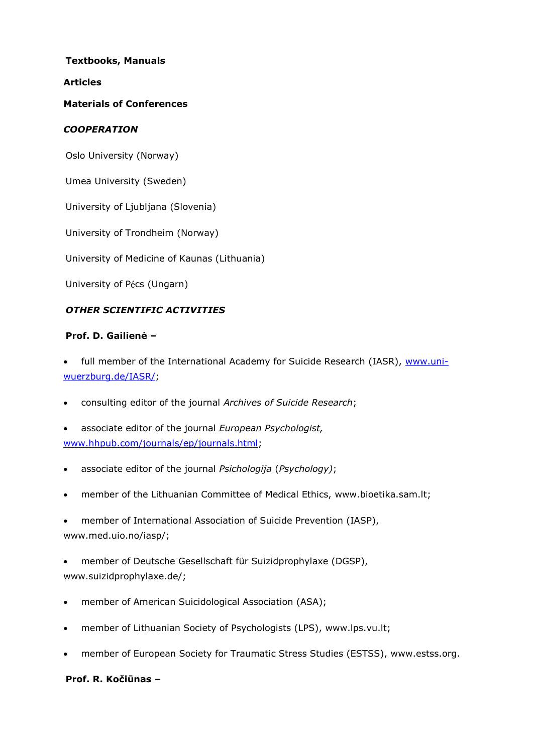**Textbooks, Manuals**

**Articles**

**Materials of Conferences**

***COOPERATION***

Oslo University (Norway)

Umea University (Sweden)

University of Ljubljana (Slovenia)

University of Trondheim (Norway)

University of Medicine of Kaunas (Lithuania)

University of Pécs (Ungarn)

***OTHER SCIENTIFIC ACTIVITIES***

**Prof. D. Gailienė –**

- full member of the International Academy for Suicide Research (IASR), [www.uni-wuerzburg.de/IASR/](www.uni-wuerzburg.de/IASR/);
- consulting editor of the journal *Archives of Suicide Research*;
- associate editor of the journal *European Psychologist,* [www.hhpub.com/journals/ep/journals.html](www.hhpub.com/journals/ep/journals.html);
- associate editor of the journal *Psichologija* (*Psychology)*;
- member of the Lithuanian Committee of Medical Ethics, www.bioetika.sam.lt;
- member of International Association of Suicide Prevention (IASP), www.med.uio.no/iasp/;
- member of Deutsche Gesellschaft für Suizidprophylaxe (DGSP), www.suizidprophylaxe.de/;
- member of American Suicidological Association (ASA);
- member of Lithuanian Society of Psychologists (LPS), www.lps.vu.lt;
- member of European Society for Traumatic Stress Studies (ESTSS), www.estss.org.

**Prof. R. Kočiūnas –**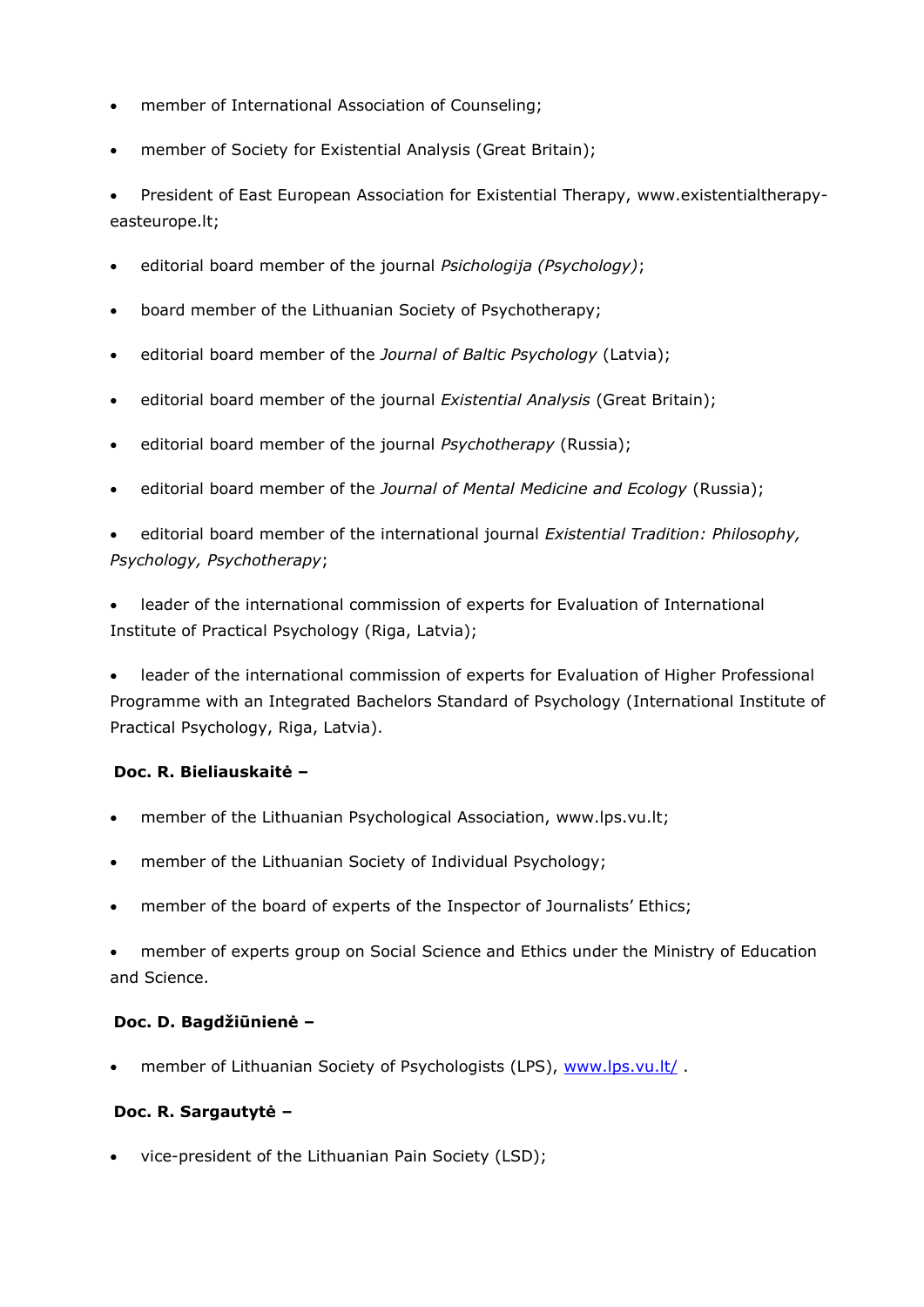- member of International Association of Counseling;
- member of Society for Existential Analysis (Great Britain);
- President of East European Association for Existential Therapy, www.existentialtherapy-easteurope.lt;
- editorial board member of the journal *Psichologija (Psychology)*;
- board member of the Lithuanian Society of Psychotherapy;
- editorial board member of the *Journal of Baltic Psychology* (Latvia);
- editorial board member of the journal *Existential Analysis* (Great Britain);
- editorial board member of the journal *Psychotherapy* (Russia);
- editorial board member of the *Journal of Mental Medicine and Ecology* (Russia);
- editorial board member of the international journal *Existential Tradition: Philosophy, Psychology, Psychotherapy*;
- leader of the international commission of experts for Evaluation of International Institute of Practical Psychology (Riga, Latvia);
- leader of the international commission of experts for Evaluation of Higher Professional Programme with an Integrated Bachelors Standard of Psychology (International Institute of Practical Psychology, Riga, Latvia).

**Doc. R. Bieliauskaitė –**

- member of the Lithuanian Psychological Association, www.lps.vu.lt;
- member of the Lithuanian Society of Individual Psychology;
- member of the board of experts of the Inspector of Journalists' Ethics;
- member of experts group on Social Science and Ethics under the Ministry of Education and Science.

**Doc. D. Bagdžiūnienė –**

- member of Lithuanian Society of Psychologists (LPS), [www.lps.vu.lt/](www.lps.vu.lt/) .

**Doc. R. Sargautytė –**

- vice-president of the Lithuanian Pain Society (LSD);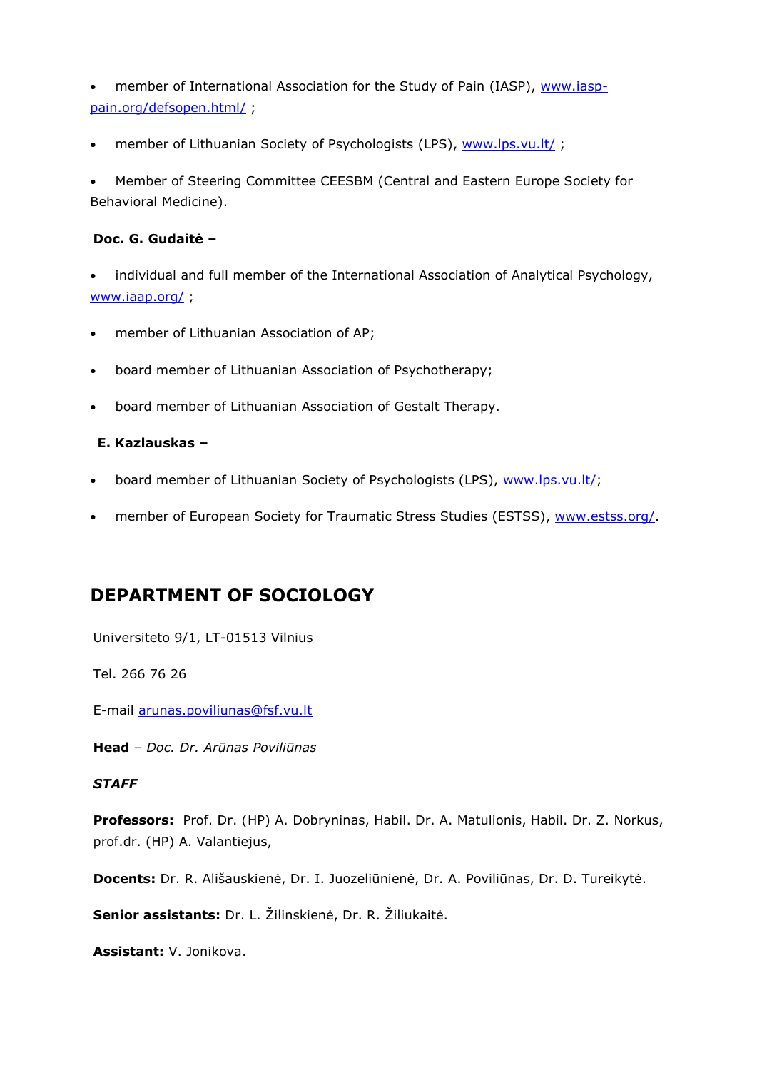- member of International Association for the Study of Pain (IASP), [www.iasp-pain.org/defsopen.html/](www.iasp-pain.org/defsopen.html/) ;
- member of Lithuanian Society of Psychologists (LPS), [www.lps.vu.lt/](www.lps.vu.lt/) ;
- Member of Steering Committee CEESBM (Central and Eastern Europe Society for Behavioral Medicine).

**Doc. G. Gudaitė –**

- individual and full member of the International Association of Analytical Psychology, [www.iaap.org/](www.iaap.org/) ;
- member of Lithuanian Association of AP;
- board member of Lithuanian Association of Psychotherapy;
- board member of Lithuanian Association of Gestalt Therapy.

**E. Kazlauskas –**

- board member of Lithuanian Society of Psychologists (LPS), [www.lps.vu.lt/](www.lps.vu.lt/);
- member of European Society for Traumatic Stress Studies (ESTSS), [www.estss.org/](www.estss.org/).

## DEPARTMENT OF SOCIOLOGY

Universiteto 9/1, LT-01513 Vilnius

Tel. 266 76 26

E-mail [arunas.poviliunas@fsf.vu.lt](mailto:arunas.poviliunas@fsf.vu.lt)

**Head** – *Doc. Dr. Arūnas Poviliūnas*

***STAFF***

**Professors:** Prof. Dr. (HP) A. Dobryninas, Habil. Dr. A. Matulionis, Habil. Dr. Z. Norkus, prof.dr. (HP) A. Valantiejus,

**Docents:** Dr. R. Ališauskienė, Dr. I. Juozeliūnienė, Dr. A. Poviliūnas, Dr. D. Tureikytė.

**Senior assistants:** Dr. L. Žilinskienė, Dr. R. Žiliukaitė.

**Assistant:** V. Jonikova.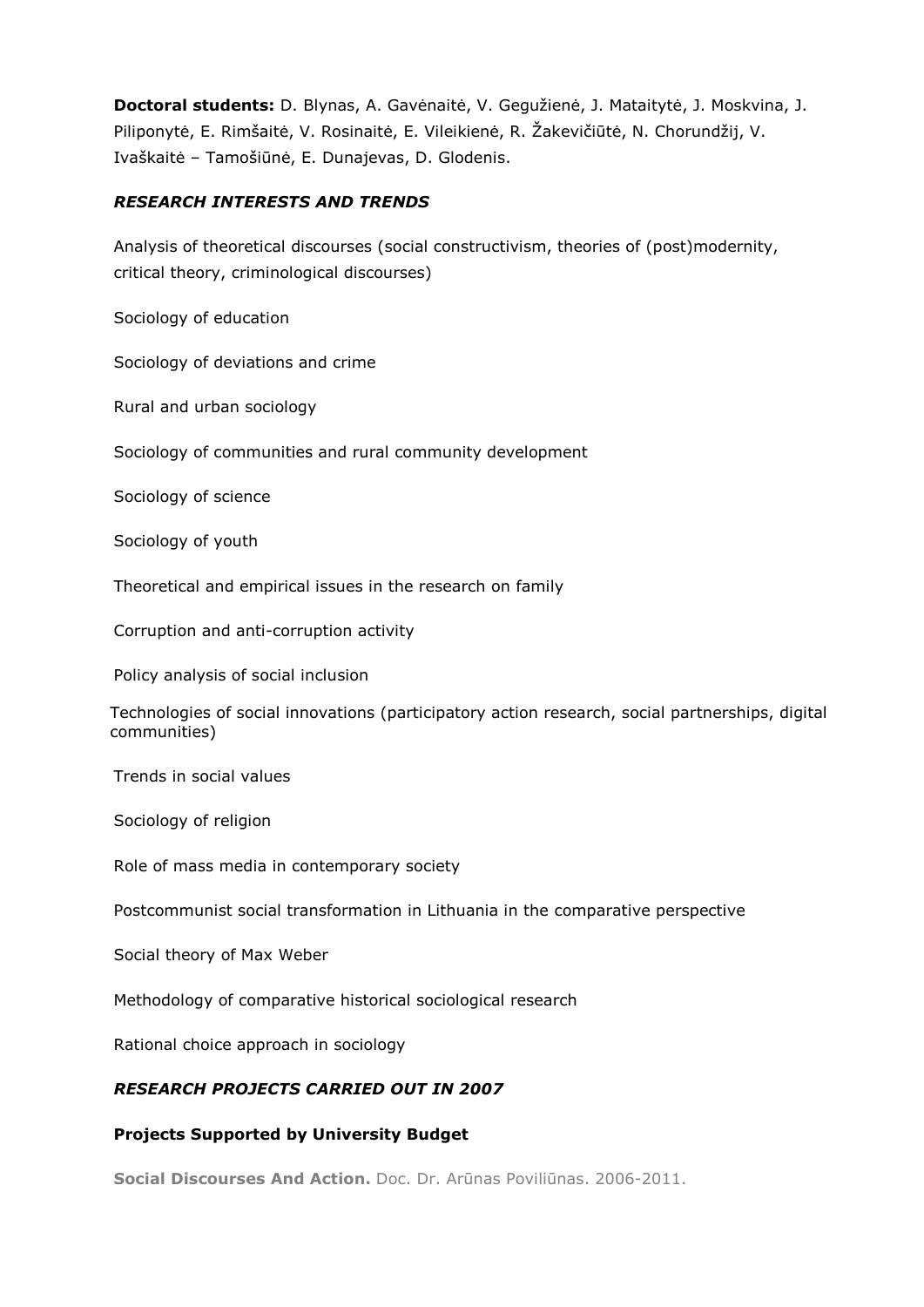**Doctoral students:** D. Blynas, A. Gavėnaitė, V. Gegužienė, J. Mataitytė, J. Moskvina, J. Piliponytė, E. Rimšaitė, V. Rosinaitė, E. Vileikienė, R. Žakevičiūtė, N. Chorundžij, V. Ivaškaitė – Tamošiūnė, E. Dunajevas, D. Glodenis.

### *RESEARCH INTERESTS AND TRENDS*

Analysis of theoretical discourses (social constructivism, theories of (post)modernity, critical theory, criminological discourses)

Sociology of education

Sociology of deviations and crime

Rural and urban sociology

Sociology of communities and rural community development

Sociology of science

Sociology of youth

Theoretical and empirical issues in the research on family

Corruption and anti-corruption activity

Policy analysis of social inclusion

Technologies of social innovations (participatory action research, social partnerships, digital communities)

Trends in social values

Sociology of religion

Role of mass media in contemporary society

Postcommunist social transformation in Lithuania in the comparative perspective

Social theory of Max Weber

Methodology of comparative historical sociological research

Rational choice approach in sociology

### *RESEARCH PROJECTS CARRIED OUT IN 2007*

#### Projects Supported by University Budget

**Social Discourses And Action.** Doc. Dr. Arūnas Poviliūnas. 2006-2011.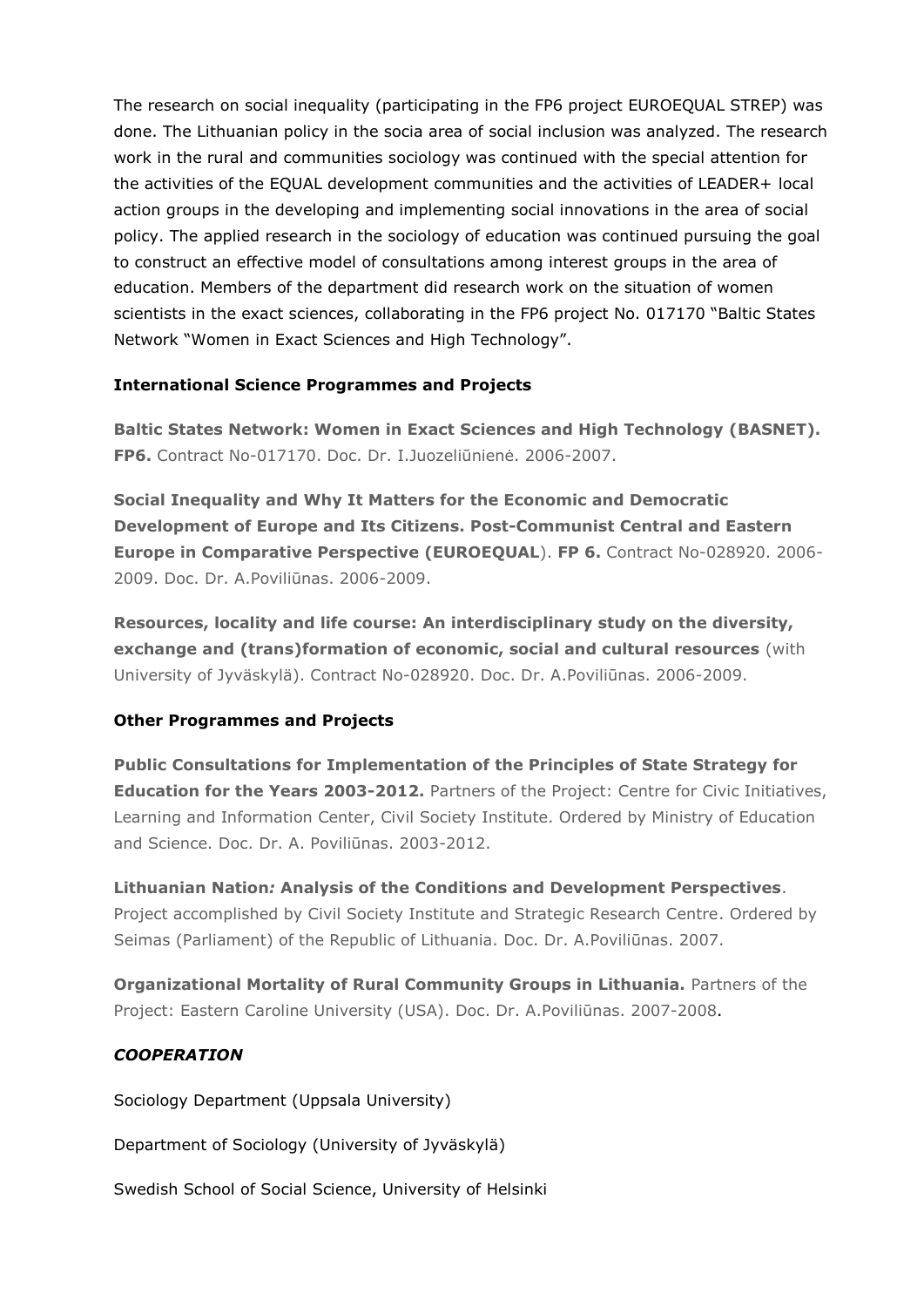The research on social inequality (participating in the FP6 project EUROEQUAL STREP) was done. The Lithuanian policy in the socia area of social inclusion was analyzed. The research work in the rural and communities sociology was continued with the special attention for the activities of the EQUAL development communities and the activities of LEADER+ local action groups in the developing and implementing social innovations in the area of social policy. The applied research in the sociology of education was continued pursuing the goal to construct an effective model of consultations among interest groups in the area of education. Members of the department did research work on the situation of women scientists in the exact sciences, collaborating in the FP6 project No. 017170 "Baltic States Network "Women in Exact Sciences and High Technology".

**International Science Programmes and Projects**

**Baltic States Network: Women in Exact Sciences and High Technology (BASNET). FP6.** Contract No-017170. Doc. Dr. I.Juozeliūnienė. 2006-2007.

**Social Inequality and Why It Matters for the Economic and Democratic Development of Europe and Its Citizens. Post-Communist Central and Eastern Europe in Comparative Perspective (EUROEQUAL**). **FP 6.** Contract No-028920. 2006-2009. Doc. Dr. A.Poviliūnas. 2006-2009.

**Resources, locality and life course: An interdisciplinary study on the diversity, exchange and (trans)formation of economic, social and cultural resources** (with University of Jyväskylä). Contract No-028920. Doc. Dr. A.Poviliūnas. 2006-2009.

**Other Programmes and Projects**

**Public Consultations for Implementation of the Principles of State Strategy for Education for the Years 2003-2012.** Partners of the Project: Centre for Civic Initiatives, Learning and Information Center, Civil Society Institute. Ordered by Ministry of Education and Science. Doc. Dr. A. Poviliūnas. 2003-2012.

**Lithuanian Nation*:* Analysis of the Conditions and Development Perspectives**. Project accomplished by Civil Society Institute and Strategic Research Centre. Ordered by Seimas (Parliament) of the Republic of Lithuania. Doc. Dr. A.Poviliūnas. 2007.

**Organizational Mortality of Rural Community Groups in Lithuania.** Partners of the Project: Eastern Caroline University (USA). Doc. Dr. A.Poviliūnas. 2007-2008.

***COOPERATION***

Sociology Department (Uppsala University)

Department of Sociology (University of Jyväskylä)

Swedish School of Social Science, University of Helsinki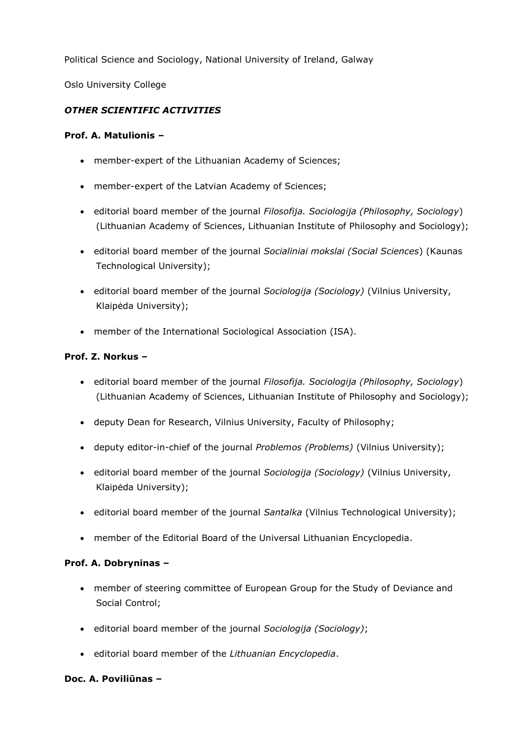Political Science and Sociology, National University of Ireland, Galway

Oslo University College

***OTHER SCIENTIFIC ACTIVITIES***

**Prof. A. Matulionis –**

- member-expert of the Lithuanian Academy of Sciences;
- member-expert of the Latvian Academy of Sciences;
- editorial board member of the journal *Filosofija. Sociologija (Philosophy, Sociology*) (Lithuanian Academy of Sciences, Lithuanian Institute of Philosophy and Sociology);
- editorial board member of the journal *Socialiniai mokslai (Social Sciences*) (Kaunas Technological University);
- editorial board member of the journal *Sociologija (Sociology)* (Vilnius University, Klaipėda University);
- member of the International Sociological Association (ISA).

**Prof. Z. Norkus –**

- editorial board member of the journal *Filosofija. Sociologija (Philosophy, Sociology*) (Lithuanian Academy of Sciences, Lithuanian Institute of Philosophy and Sociology);
- deputy Dean for Research, Vilnius University, Faculty of Philosophy;
- deputy editor-in-chief of the journal *Problemos (Problems)* (Vilnius University);
- editorial board member of the journal *Sociologija (Sociology)* (Vilnius University, Klaipėda University);
- editorial board member of the journal *Santalka* (Vilnius Technological University);
- member of the Editorial Board of the Universal Lithuanian Encyclopedia.

**Prof. A. Dobryninas –**

- member of steering committee of European Group for the Study of Deviance and Social Control;
- editorial board member of the journal *Sociologija (Sociology)*;
- editorial board member of the *Lithuanian Encyclopedia*.

**Doc. A. Poviliūnas –**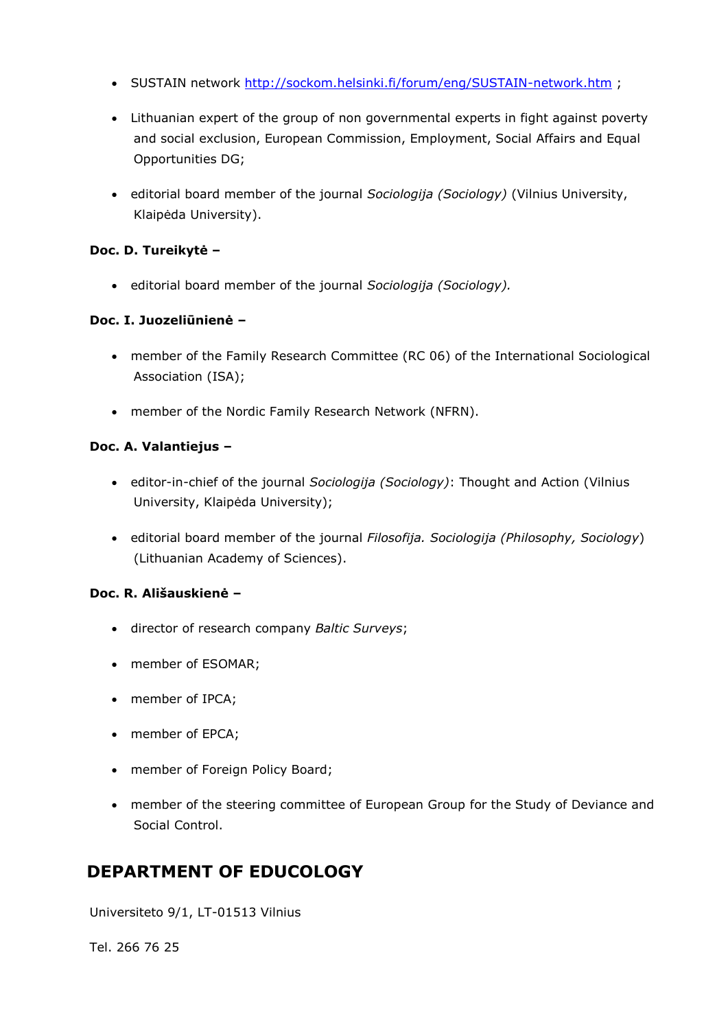- SUSTAIN network [http://sockom.helsinki.fi/forum/eng/SUSTAIN-network.htm](http://sockom.helsinki.fi/forum/eng/SUSTAIN-network.htm) ;

- Lithuanian expert of the group of non governmental experts in fight against poverty and social exclusion, European Commission, Employment, Social Affairs and Equal Opportunities DG;

- editorial board member of the journal *Sociologija (Sociology)* (Vilnius University, Klaipėda University).

**Doc. D. Tureikytė –**

- editorial board member of the journal *Sociologija (Sociology).*

**Doc. I. Juozeliūnienė –**

- member of the Family Research Committee (RC 06) of the International Sociological Association (ISA);

- member of the Nordic Family Research Network (NFRN).

**Doc. A. Valantiejus –**

- editor-in-chief of the journal *Sociologija (Sociology)*: Thought and Action (Vilnius University, Klaipėda University);

- editorial board member of the journal *Filosofija. Sociologija (Philosophy, Sociology)* (Lithuanian Academy of Sciences).

**Doc. R. Ališauskienė –**

- director of research company *Baltic Surveys*;

- member of ESOMAR;

- member of IPCA;

- member of EPCA;

- member of Foreign Policy Board;

- member of the steering committee of European Group for the Study of Deviance and Social Control.

## DEPARTMENT OF EDUCOLOGY

Universiteto 9/1, LT-01513 Vilnius

Tel. 266 76 25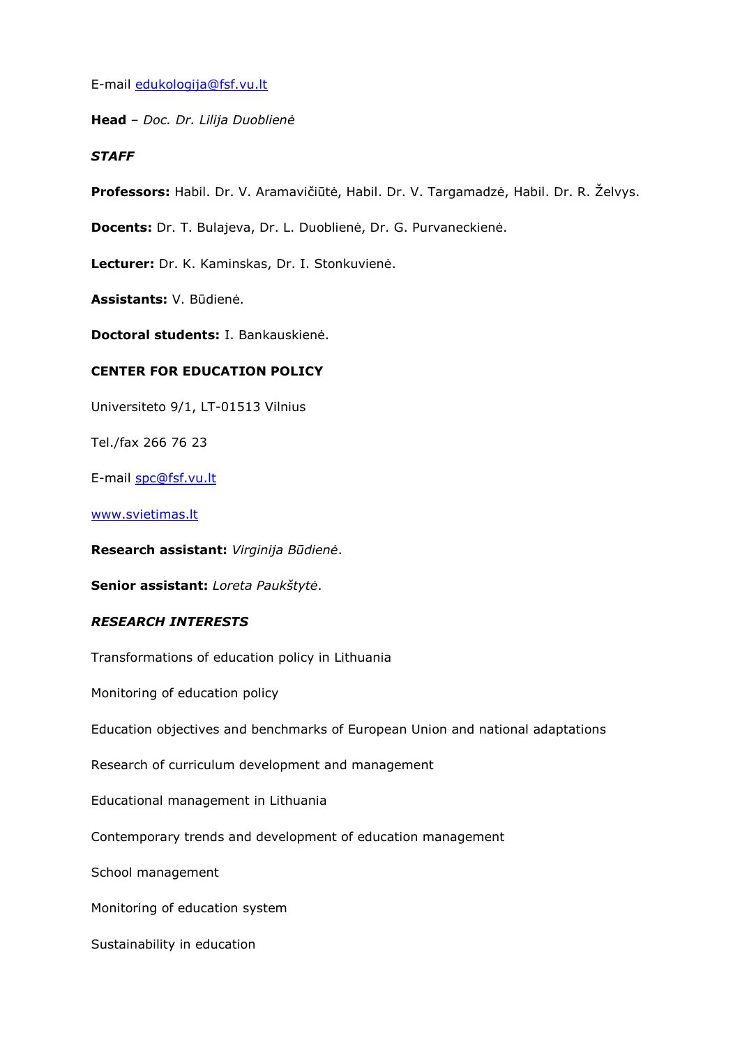E-mail edukologija@fsf.vu.lt

**Head** – *Doc. Dr. Lilija Duoblienė*

***STAFF***

**Professors:** Habil. Dr. V. Aramavičiūtė, Habil. Dr. V. Targamadzė, Habil. Dr. R. Želvys.

**Docents:** Dr. T. Bulajeva, Dr. L. Duoblienė, Dr. G. Purvaneckienė.

**Lecturer:** Dr. K. Kaminskas, Dr. I. Stonkuvienė.

**Assistants:** V. Būdienė.

**Doctoral students:** I. Bankauskienė.

**CENTER FOR EDUCATION POLICY**

Universiteto 9/1, LT-01513 Vilnius

Tel./fax 266 76 23

E-mail spc@fsf.vu.lt

www.svietimas.lt

**Research assistant:** *Virginija Būdienė*.

**Senior assistant:** *Loreta Paukštytė*.

***RESEARCH INTERESTS***

Transformations of education policy in Lithuania

Monitoring of education policy

Education objectives and benchmarks of European Union and national adaptations

Research of curriculum development and management

Educational management in Lithuania

Contemporary trends and development of education management

School management

Monitoring of education system

Sustainability in education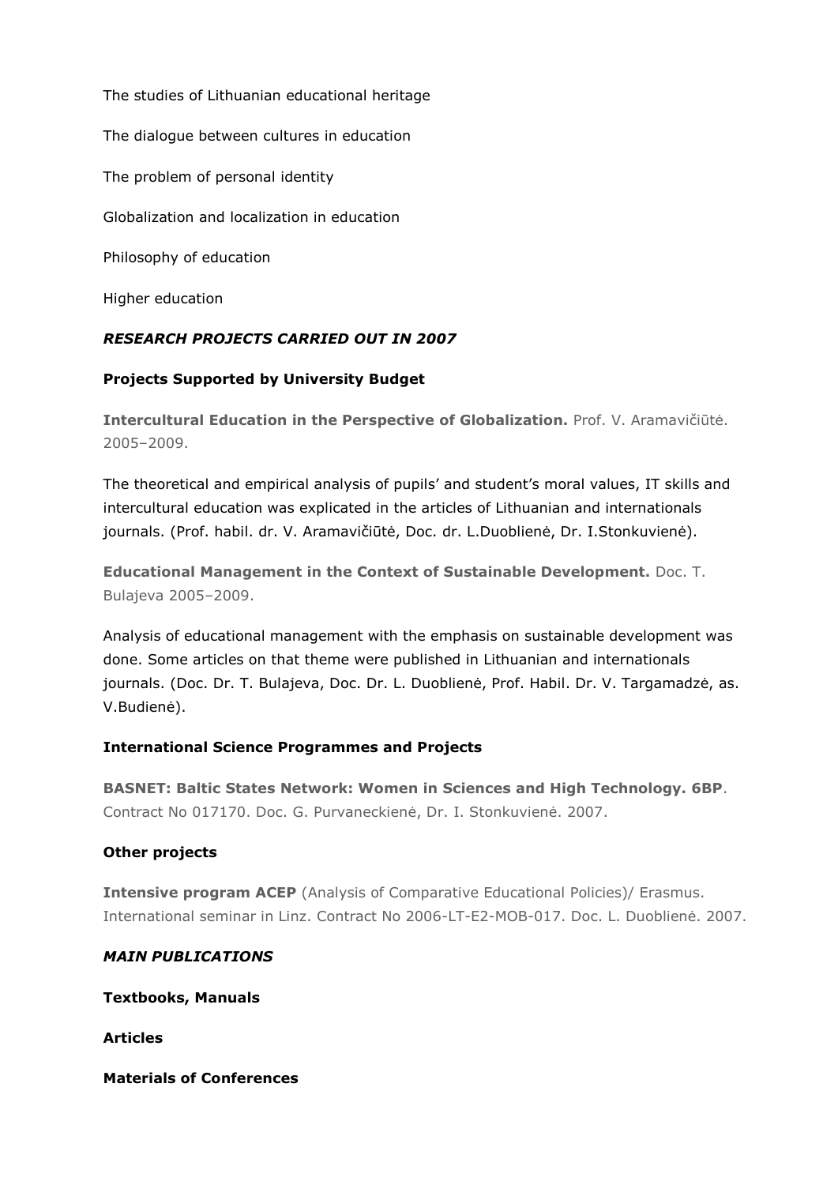The studies of Lithuanian educational heritage

The dialogue between cultures in education

The problem of personal identity

Globalization and localization in education

Philosophy of education

Higher education

***RESEARCH PROJECTS CARRIED OUT IN 2007***

**Projects Supported by University Budget**

**Intercultural Education in the Perspective of Globalization.** Prof. V. Aramavičiūtė. 2005–2009.

The theoretical and empirical analysis of pupils' and student's moral values, IT skills and intercultural education was explicated in the articles of Lithuanian and internationals journals. (Prof. habil. dr. V. Aramavičiūtė, Doc. dr. L.Duobliene, Dr. I.Stonkuvienė).

**Educational Management in the Context of Sustainable Development.** Doc. T. Bulajeva 2005–2009.

Analysis of educational management with the emphasis on sustainable development was done. Some articles on that theme were published in Lithuanian and internationals journals. (Doc. Dr. T. Bulajeva, Doc. Dr. L. Duoblienė, Prof. Habil. Dr. V. Targamadzė, as. V.Budienė).

**International Science Programmes and Projects**

**BASNET: Baltic States Network: Women in Sciences and High Technology. 6BP**. Contract No 017170. Doc. G. Purvaneckienė, Dr. I. Stonkuvienė. 2007.

**Other projects**

**Intensive program ACEP** (Analysis of Comparative Educational Policies)/ Erasmus. International seminar in Linz. Contract No 2006-LT-E2-MOB-017. Doc. L. Duoblienė. 2007.

***MAIN PUBLICATIONS***

**Textbooks, Manuals**

**Articles**

**Materials of Conferences**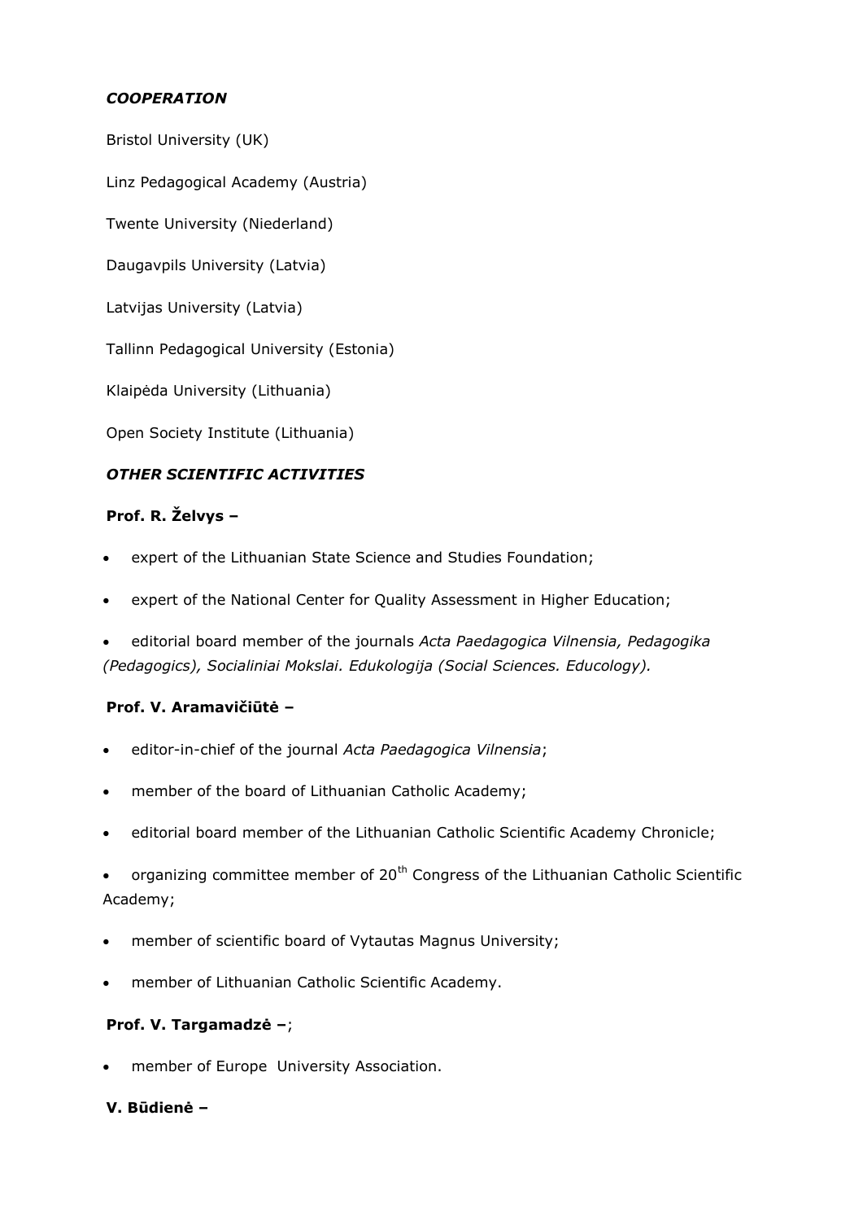### *COOPERATION*

Bristol University (UK)

Linz Pedagogical Academy (Austria)

Twente University (Niederland)

Daugavpils University (Latvia)

Latvijas University (Latvia)

Tallinn Pedagogical University (Estonia)

Klaipėda University (Lithuania)

Open Society Institute (Lithuania)

### *OTHER SCIENTIFIC ACTIVITIES*

**Prof. R. Želvys –**

- expert of the Lithuanian State Science and Studies Foundation;
- expert of the National Center for Quality Assessment in Higher Education;
- editorial board member of the journals *Acta Paedagogica Vilnensia, Pedagogika (Pedagogics), Socialiniai Mokslai. Edukologija (Social Sciences. Educology).*

**Prof. V. Aramavičiūtė –**

- editor-in-chief of the journal *Acta Paedagogica Vilnensia*;
- member of the board of Lithuanian Catholic Academy;
- editorial board member of the Lithuanian Catholic Scientific Academy Chronicle;
- organizing committee member of 20th Congress of the Lithuanian Catholic Scientific Academy;
- member of scientific board of Vytautas Magnus University;
- member of Lithuanian Catholic Scientific Academy.

**Prof. V. Targamadzė –**;

- member of Europe University Association.

**V. Būdienė –**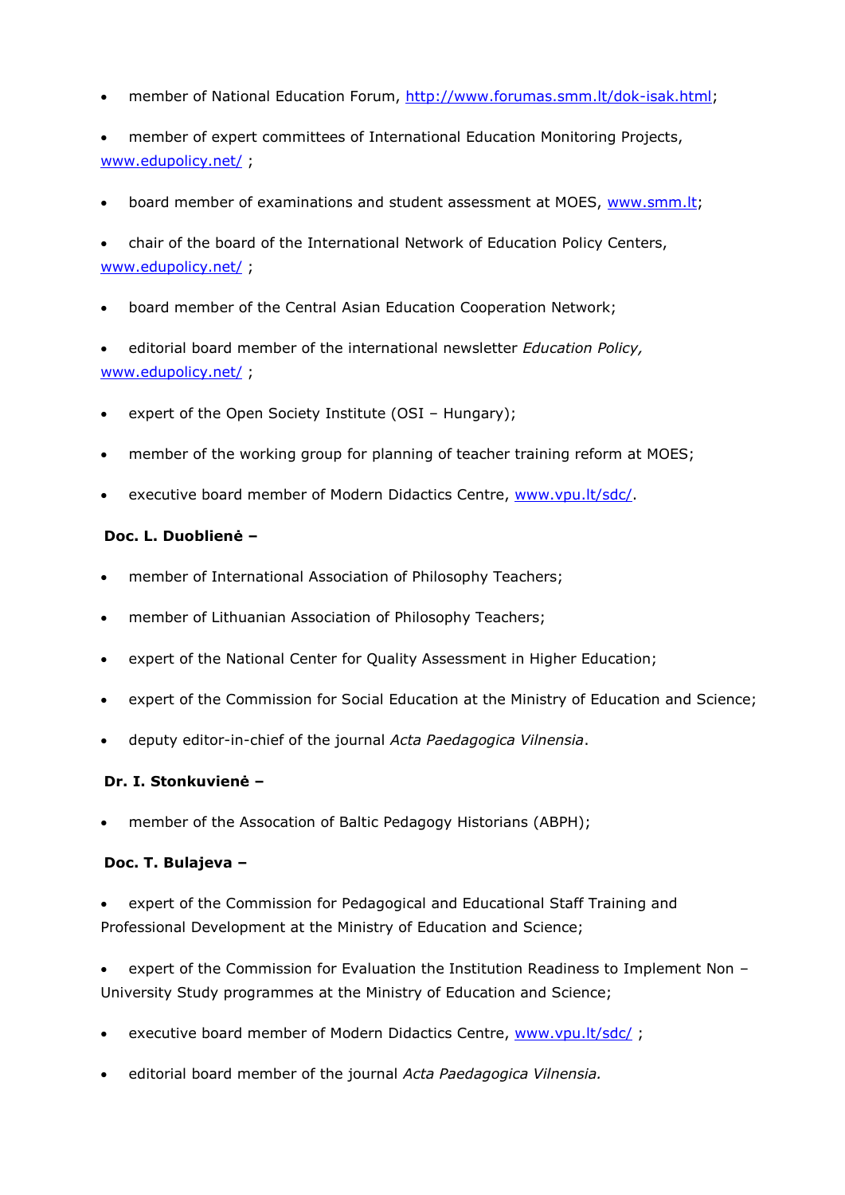- member of National Education Forum, http://www.forumas.smm.lt/dok-isak.html;
- member of expert committees of International Education Monitoring Projects, www.edupolicy.net/ ;
- board member of examinations and student assessment at MOES, www.smm.lt;
- chair of the board of the International Network of Education Policy Centers, www.edupolicy.net/ ;
- board member of the Central Asian Education Cooperation Network;
- editorial board member of the international newsletter *Education Policy,* www.edupolicy.net/ ;
- expert of the Open Society Institute (OSI – Hungary);
- member of the working group for planning of teacher training reform at MOES;
- executive board member of Modern Didactics Centre, www.vpu.lt/sdc/.

**Doc. L. Duoblienė –**

- member of International Association of Philosophy Teachers;
- member of Lithuanian Association of Philosophy Teachers;
- expert of the National Center for Quality Assessment in Higher Education;
- expert of the Commission for Social Education at the Ministry of Education and Science;
- deputy editor-in-chief of the journal *Acta Paedagogica Vilnensia*.

**Dr. I. Stonkuvienė –**

- member of the Assocation of Baltic Pedagogy Historians (ABPH);

**Doc. T. Bulajeva –**

- expert of the Commission for Pedagogical and Educational Staff Training and Professional Development at the Ministry of Education and Science;
- expert of the Commission for Evaluation the Institution Readiness to Implement Non – University Study programmes at the Ministry of Education and Science;
- executive board member of Modern Didactics Centre, www.vpu.lt/sdc/ ;
- editorial board member of the journal *Acta Paedagogica Vilnensia.*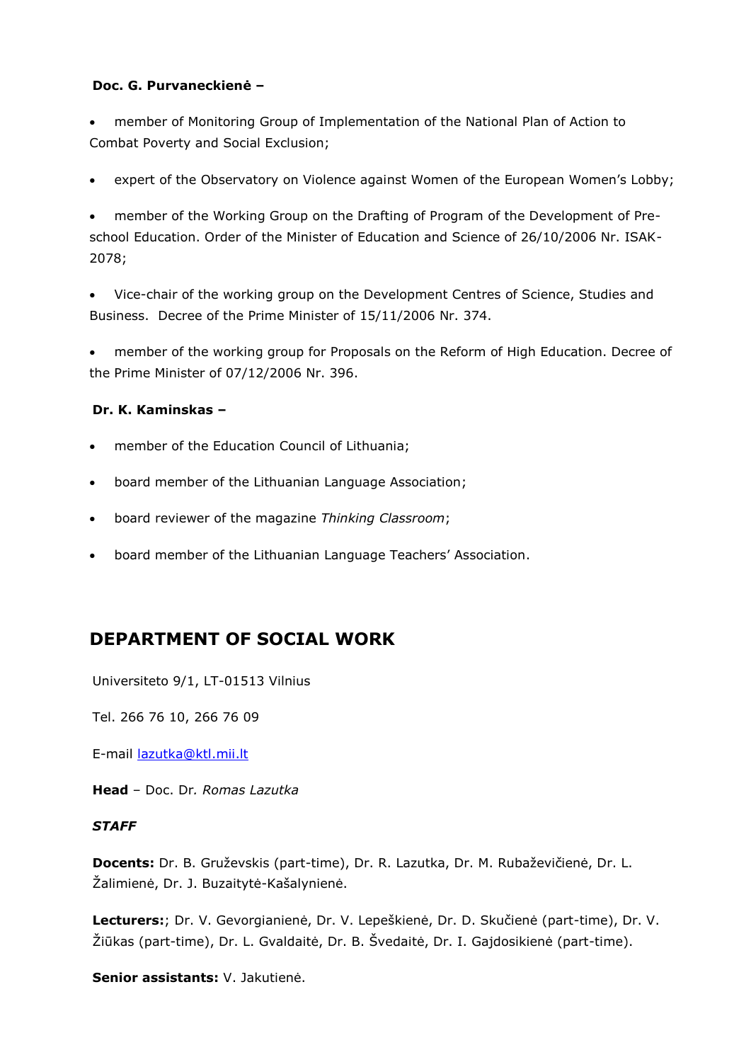**Doc. G. Purvaneckienė –**

- member of Monitoring Group of Implementation of the National Plan of Action to Combat Poverty and Social Exclusion;
- expert of the Observatory on Violence against Women of the European Women's Lobby;
- member of the Working Group on the Drafting of Program of the Development of Pre-school Education. Order of the Minister of Education and Science of 26/10/2006 Nr. ISAK-2078;
- Vice-chair of the working group on the Development Centres of Science, Studies and Business. Decree of the Prime Minister of 15/11/2006 Nr. 374.
- member of the working group for Proposals on the Reform of High Education. Decree of the Prime Minister of 07/12/2006 Nr. 396.

**Dr. K. Kaminskas –**

- member of the Education Council of Lithuania;
- board member of the Lithuanian Language Association;
- board reviewer of the magazine *Thinking Classroom*;
- board member of the Lithuanian Language Teachers' Association.

## DEPARTMENT OF SOCIAL WORK

Universiteto 9/1, LT-01513 Vilnius

Tel. 266 76 10, 266 76 09

E-mail lazutka@ktl.mii.lt

**Head** – Doc. Dr*. Romas Lazutka*

***STAFF***

**Docents:** Dr. B. Gruževskis (part-time), Dr. R. Lazutka, Dr. M. Rubaževičienė, Dr. L. Žalimienė, Dr. J. Buzaitytė-Kašalynienė.

**Lecturers:**; Dr. V. Gevorgianienė, Dr. V. Lepeškienė, Dr. D. Skučienė (part-time), Dr. V. Žiūkas (part-time), Dr. L. Gvaldaitė, Dr. B. Švedaitė, Dr. I. Gajdosikienė (part-time).

**Senior assistants:** V. Jakutienė.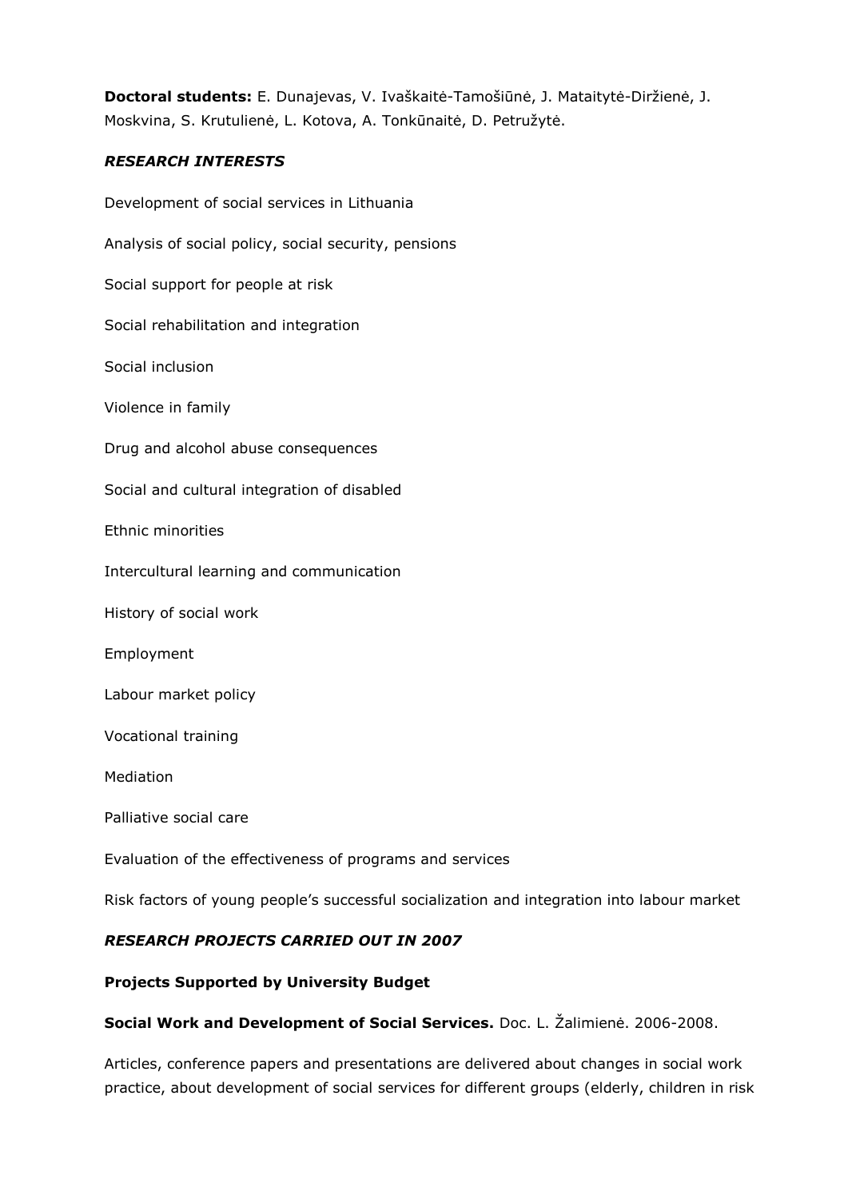**Doctoral students:** E. Dunajevas, V. Ivaškaitė-Tamošiūnė, J. Mataitytė-Diržienė, J. Moskvina, S. Krutulienė, L. Kotova, A. Tonkūnaitė, D. Petružytė.

***RESEARCH INTERESTS***

Development of social services in Lithuania

Analysis of social policy, social security, pensions

Social support for people at risk

Social rehabilitation and integration

Social inclusion

Violence in family

Drug and alcohol abuse consequences

Social and cultural integration of disabled

Ethnic minorities

Intercultural learning and communication

History of social work

Employment

Labour market policy

Vocational training

Mediation

Palliative social care

Evaluation of the effectiveness of programs and services

Risk factors of young people's successful socialization and integration into labour market

***RESEARCH PROJECTS CARRIED OUT IN 2007***

**Projects Supported by University Budget**

**Social Work and Development of Social Services.** Doc. L. Žalimienė. 2006-2008.

Articles, conference papers and presentations are delivered about changes in social work practice, about development of social services for different groups (elderly, children in risk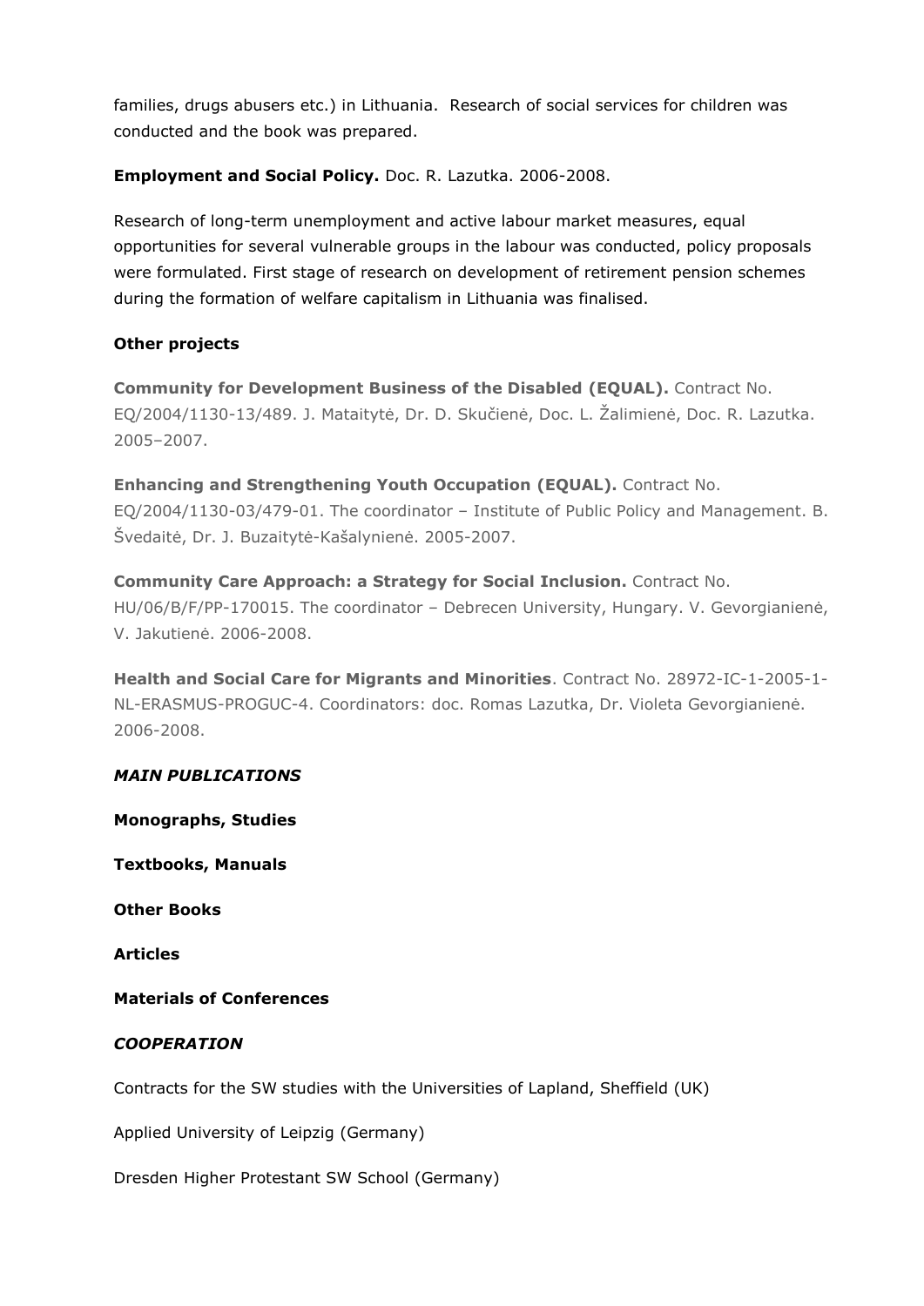families, drugs abusers etc.) in Lithuania. Research of social services for children was conducted and the book was prepared.

**Employment and Social Policy.** Doc. R. Lazutka. 2006-2008.

Research of long-term unemployment and active labour market measures, equal opportunities for several vulnerable groups in the labour was conducted, policy proposals were formulated. First stage of research on development of retirement pension schemes during the formation of welfare capitalism in Lithuania was finalised.

**Other projects**

**Community for Development Business of the Disabled (EQUAL).** Contract No. EQ/2004/1130-13/489. J. Mataitytė, Dr. D. Skučienė, Doc. L. Žalimienė, Doc. R. Lazutka. 2005–2007.

**Enhancing and Strengthening Youth Occupation (EQUAL).** Contract No. EQ/2004/1130-03/479-01. The coordinator – Institute of Public Policy and Management. B. Švedaitė, Dr. J. Buzaitytė-Kašalynienė. 2005-2007.

**Community Care Approach: a Strategy for Social Inclusion.** Contract No. HU/06/B/F/PP-170015. The coordinator – Debrecen University, Hungary. V. Gevorgianienė, V. Jakutienė. 2006-2008.

**Health and Social Care for Migrants and Minorities**. Contract No. 28972-IC-1-2005-1-NL-ERASMUS-PROGUC-4. Coordinators: doc. Romas Lazutka, Dr. Violeta Gevorgianienė. 2006-2008.

***MAIN PUBLICATIONS***

**Monographs, Studies**

**Textbooks, Manuals**

**Other Books**

**Articles**

**Materials of Conferences**

***COOPERATION***

Contracts for the SW studies with the Universities of Lapland, Sheffield (UK)

Applied University of Leipzig (Germany)

Dresden Higher Protestant SW School (Germany)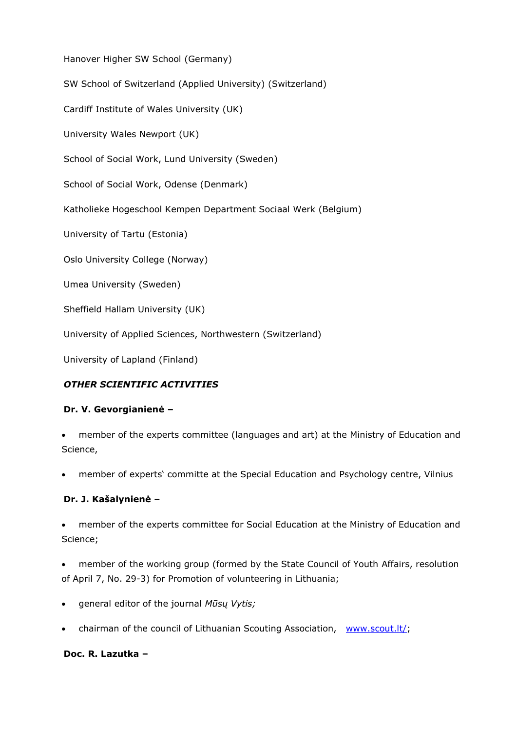Hanover Higher SW School (Germany)

SW School of Switzerland (Applied University) (Switzerland)

Cardiff Institute of Wales University (UK)

University Wales Newport (UK)

School of Social Work, Lund University (Sweden)

School of Social Work, Odense (Denmark)

Katholieke Hogeschool Kempen Department Sociaal Werk (Belgium)

University of Tartu (Estonia)

Oslo University College (Norway)

Umea University (Sweden)

Sheffield Hallam University (UK)

University of Applied Sciences, Northwestern (Switzerland)

University of Lapland (Finland)

***OTHER SCIENTIFIC ACTIVITIES***

**Dr. V. Gevorgianienė –**

- member of the experts committee (languages and art) at the Ministry of Education and Science,
- member of experts‘ committe at the Special Education and Psychology centre, Vilnius

**Dr. J. Kašalynienė –**

- member of the experts committee for Social Education at the Ministry of Education and Science;
- member of the working group (formed by the State Council of Youth Affairs, resolution of April 7, No. 29-3) for Promotion of volunteering in Lithuania;
- general editor of the journal *Mūsų Vytis;*
- chairman of the council of Lithuanian Scouting Association, [www.scout.lt/](http://www.scout.lt/);

**Doc. R. Lazutka –**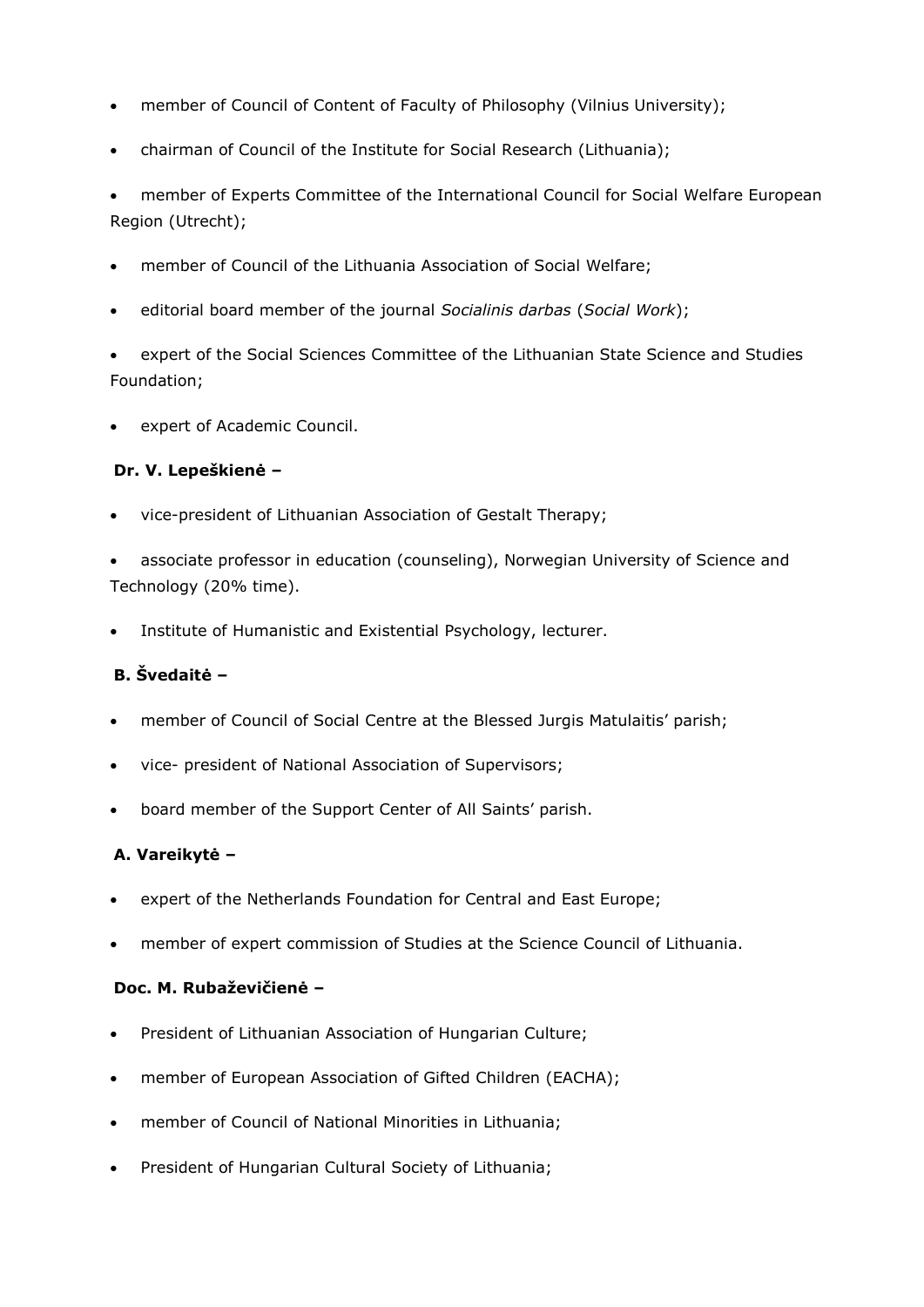- member of Council of Content of Faculty of Philosophy (Vilnius University);
- chairman of Council of the Institute for Social Research (Lithuania);
- member of Experts Committee of the International Council for Social Welfare European Region (Utrecht);
- member of Council of the Lithuania Association of Social Welfare;
- editorial board member of the journal *Socialinis darbas* (*Social Work*);
- expert of the Social Sciences Committee of the Lithuanian State Science and Studies Foundation;
- expert of Academic Council.

**Dr. V. Lepeškienė –**

- vice-president of Lithuanian Association of Gestalt Therapy;
- associate professor in education (counseling), Norwegian University of Science and Technology (20% time).
- Institute of Humanistic and Existential Psychology, lecturer.

**B. Švedaitė –**

- member of Council of Social Centre at the Blessed Jurgis Matulaitis' parish;
- vice- president of National Association of Supervisors;
- board member of the Support Center of All Saints' parish.

**A. Vareikytė –**

- expert of the Netherlands Foundation for Central and East Europe;
- member of expert commission of Studies at the Science Council of Lithuania.

**Doc. M. Rubaževičienė –**

- President of Lithuanian Association of Hungarian Culture;
- member of European Association of Gifted Children (EACHA);
- member of Council of National Minorities in Lithuania;
- President of Hungarian Cultural Society of Lithuania;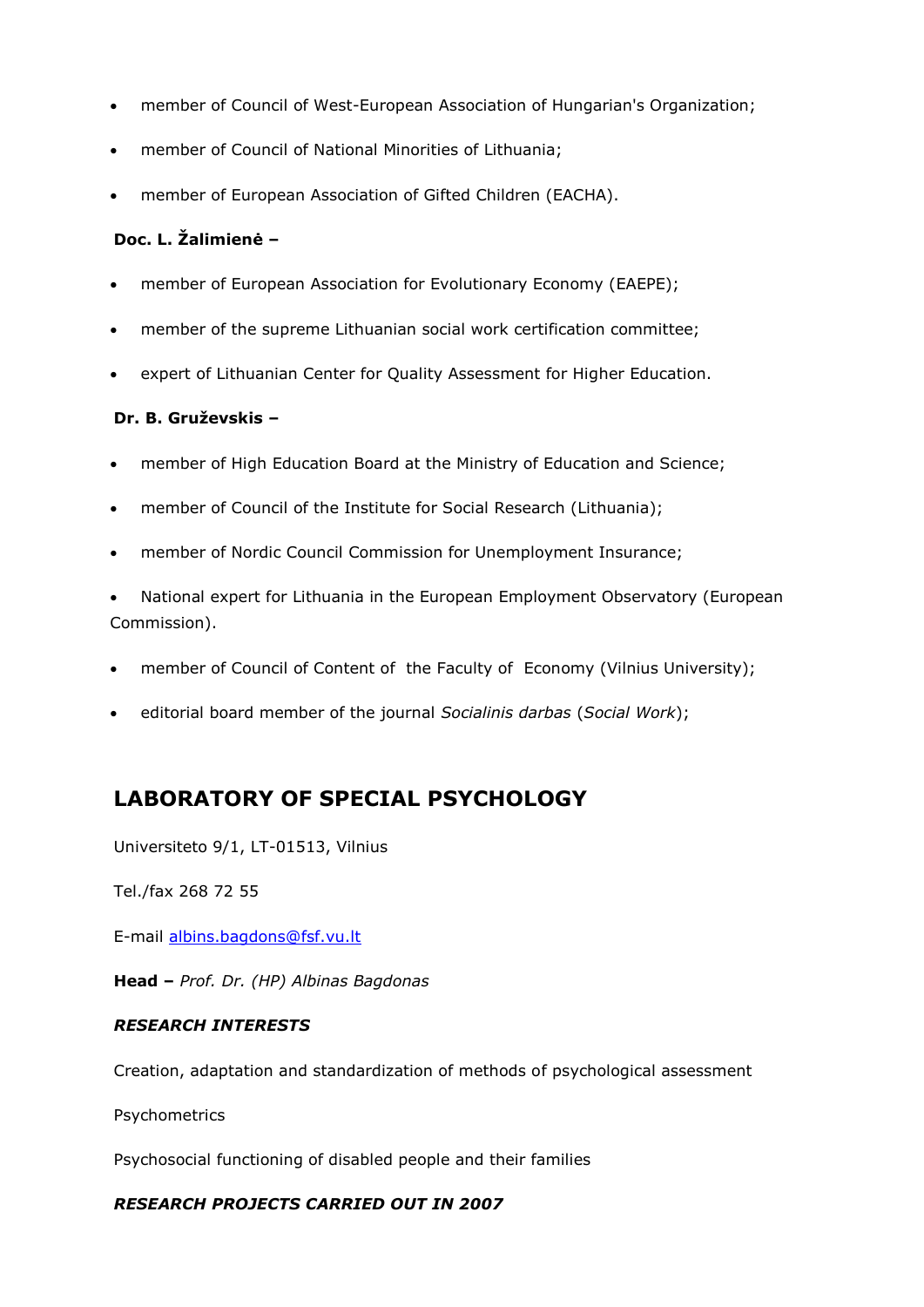- member of Council of West-European Association of Hungarian's Organization;
- member of Council of National Minorities of Lithuania;
- member of European Association of Gifted Children (EACHA).

**Doc. L. Žalimienė –**

- member of European Association for Evolutionary Economy (EAEPE);
- member of the supreme Lithuanian social work certification committee;
- expert of Lithuanian Center for Quality Assessment for Higher Education.

**Dr. B. Gruževskis –**

- member of High Education Board at the Ministry of Education and Science;
- member of Council of the Institute for Social Research (Lithuania);
- member of Nordic Council Commission for Unemployment Insurance;
- National expert for Lithuania in the European Employment Observatory (European Commission).
- member of Council of Content of the Faculty of Economy (Vilnius University);
- editorial board member of the journal *Socialinis darbas* (*Social Work*);

## LABORATORY OF SPECIAL PSYCHOLOGY

Universiteto 9/1, LT-01513, Vilnius

Tel./fax 268 72 55

E-mail [albins.bagdons@fsf.vu.lt](mailto:albins.bagdons@fsf.vu.lt)

**Head –** *Prof. Dr. (HP) Albinas Bagdonas*

***RESEARCH INTERESTS***

Creation, adaptation and standardization of methods of psychological assessment

Psychometrics

Psychosocial functioning of disabled people and their families

***RESEARCH PROJECTS CARRIED OUT IN 2007***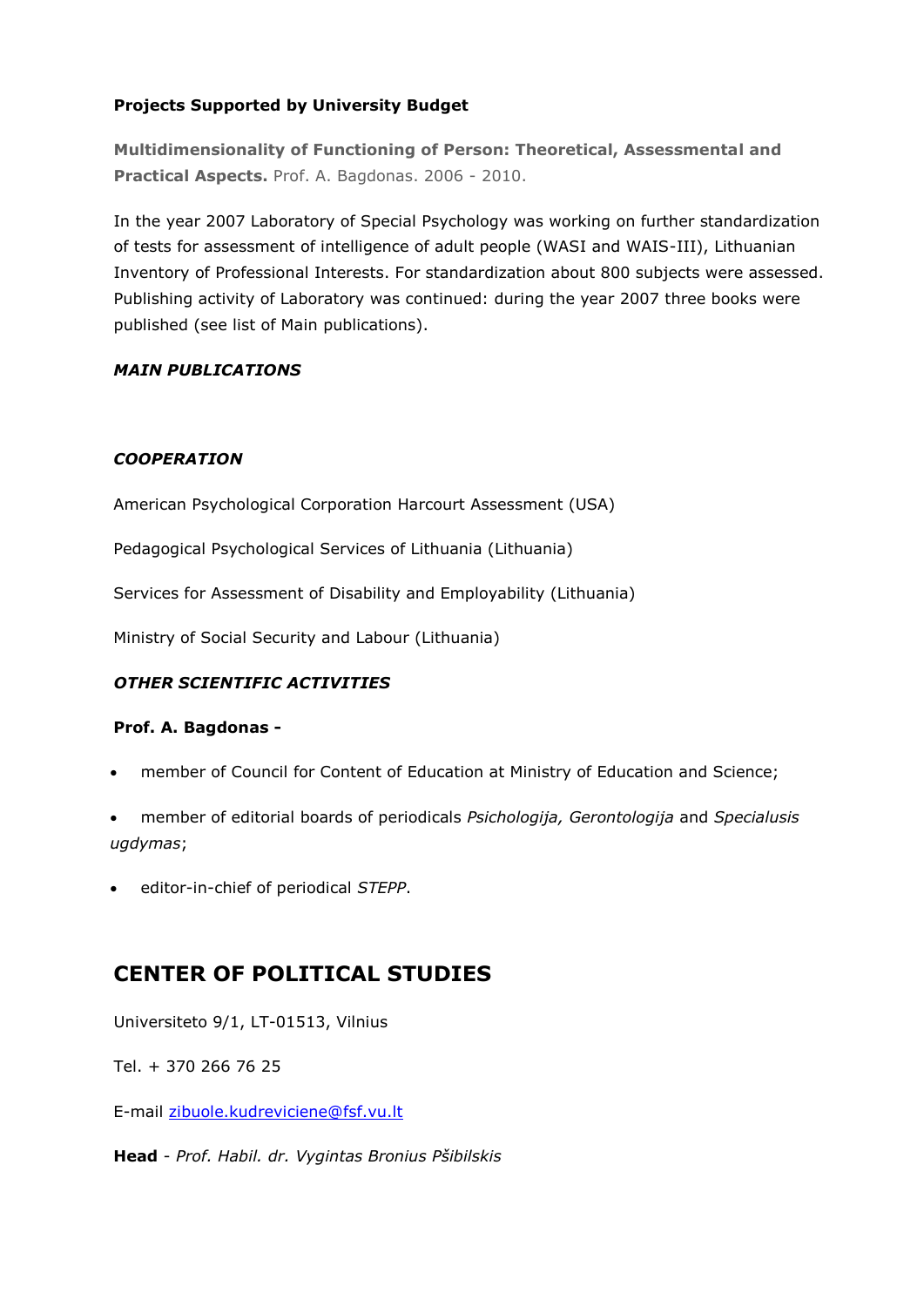**Projects Supported by University Budget**

**Multidimensionality of Functioning of Person: Theoretical, Assessmental and Practical Aspects.** Prof. A. Bagdonas. 2006 - 2010.

In the year 2007 Laboratory of Special Psychology was working on further standardization of tests for assessment of intelligence of adult people (WASI and WAIS-III), Lithuanian Inventory of Professional Interests. For standardization about 800 subjects were assessed. Publishing activity of Laboratory was continued: during the year 2007 three books were published (see list of Main publications).

***MAIN PUBLICATIONS***

***COOPERATION***

American Psychological Corporation Harcourt Assessment (USA)

Pedagogical Psychological Services of Lithuania (Lithuania)

Services for Assessment of Disability and Employability (Lithuania)

Ministry of Social Security and Labour (Lithuania)

***OTHER SCIENTIFIC ACTIVITIES***

**Prof. A. Bagdonas -**

- member of Council for Content of Education at Ministry of Education and Science;
- member of editorial boards of periodicals *Psichologija, Gerontologija* and *Specialusis ugdymas*;
- editor-in-chief of periodical *STEPP*.

## CENTER OF POLITICAL STUDIES

Universiteto 9/1, LT-01513, Vilnius

Tel. + 370 266 76 25

E-mail zibuole.kudreviciene@fsf.vu.lt

**Head** - *Prof. Habil. dr. Vygintas Bronius Pšibilskis*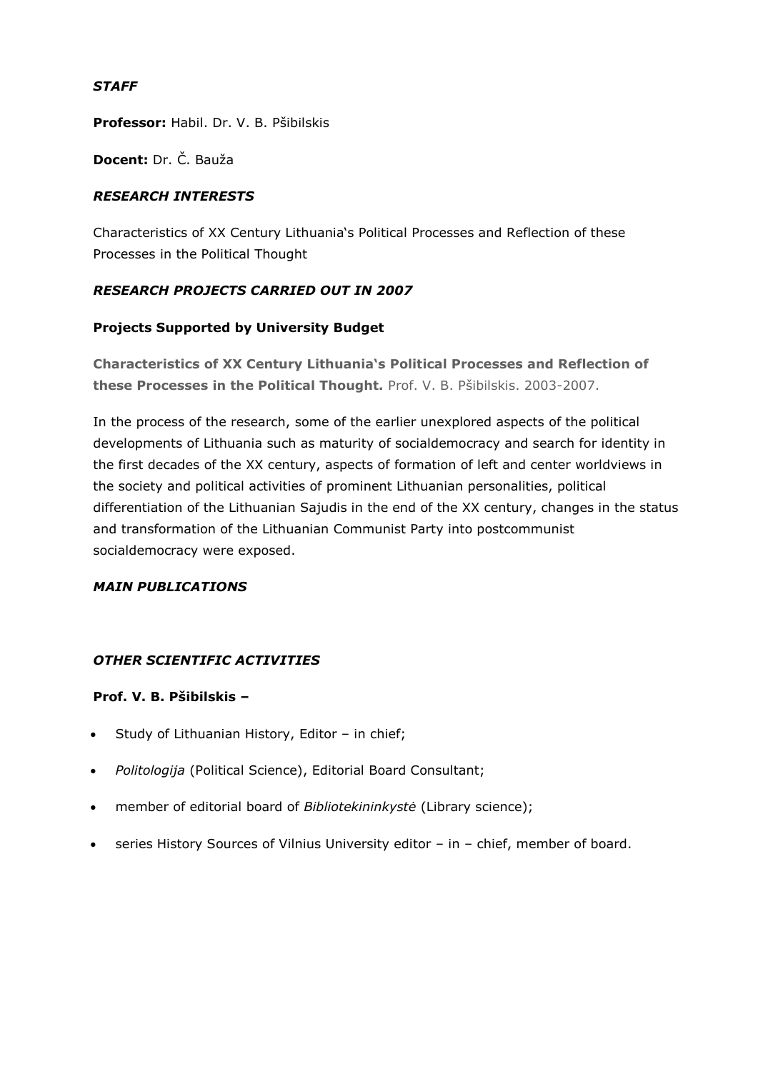***STAFF***

**Professor:** Habil. Dr. V. B. Pšibilskis

**Docent:** Dr. Č. Bauža

***RESEARCH INTERESTS***

Characteristics of XX Century Lithuania‘s Political Processes and Reflection of these Processes in the Political Thought

***RESEARCH PROJECTS CARRIED OUT IN 2007***

**Projects Supported by University Budget**

**Characteristics of XX Century Lithuania‘s Political Processes and Reflection of these Processes in the Political Thought.** Prof. V. B. Pšibilskis. 2003-2007.

In the process of the research, some of the earlier unexplored aspects of the political developments of Lithuania such as maturity of socialdemocracy and search for identity in the first decades of the XX century, aspects of formation of left and center worldviews in the society and political activities of prominent Lithuanian personalities, political differentiation of the Lithuanian Sajudis in the end of the XX century, changes in the status and transformation of the Lithuanian Communist Party into postcommunist socialdemocracy were exposed.

***MAIN PUBLICATIONS***

***OTHER SCIENTIFIC ACTIVITIES***

**Prof. V. B. Pšibilskis –**

- Study of Lithuanian History, Editor – in chief;
- *Politologija* (Political Science), Editorial Board Consultant;
- member of editorial board of *Bibliotekininkystė* (Library science);
- series History Sources of Vilnius University editor – in – chief, member of board.